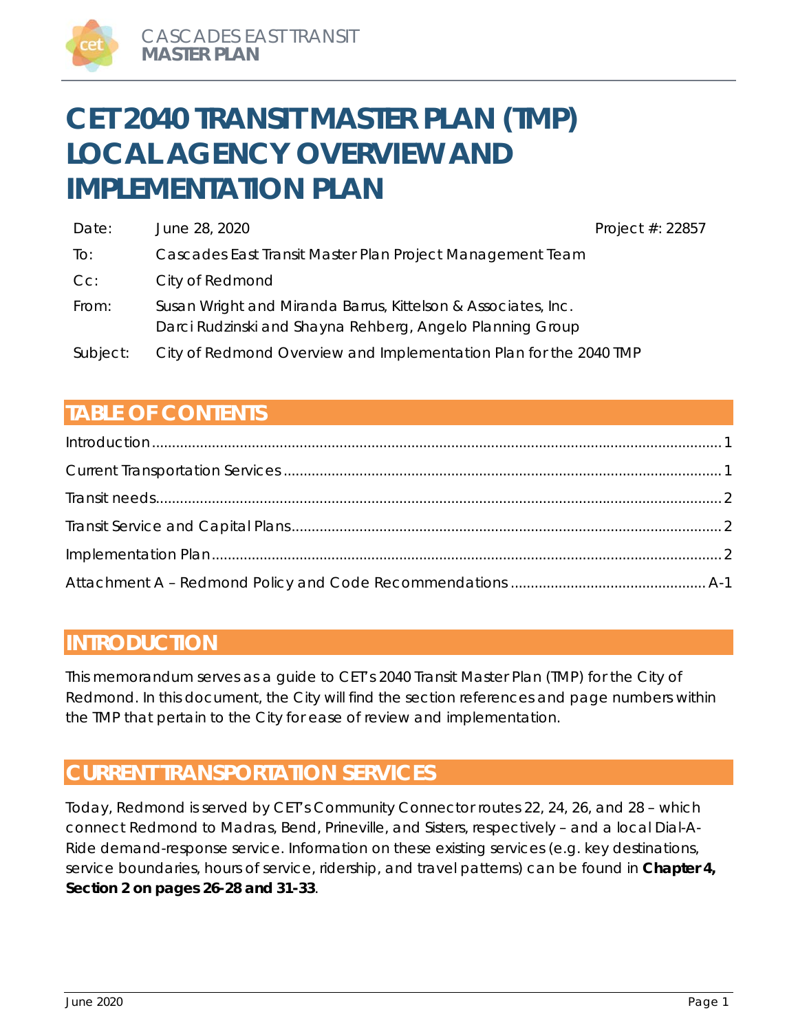# CET 2040 TRANSIT MASTER PLAN (TMP) LOCAL AGENCY OVERVIEW AND IMPLEMENTATION PLAN

| | | |
|---|---|---|
| Date: | June 28, 2020 | Project #: 22857 |
| To: | Cascades East Transit Master Plan Project Management Team | |
| Cc: | City of Redmond | |
| From: | Susan Wright and Miranda Barrus, Kittelson & Associates, Inc.<br>Darci Rudzinski and Shayna Rehberg, Angelo Planning Group | |
| Subject: | City of Redmond Overview and Implementation Plan for the 2040 TMP | |

## TABLE OF CONTENTS

Introduction ........ 1
Current Transportation Services ........ 1
Transit needs ........ 2
Transit Service and Capital Plans ........ 2
Implementation Plan ........ 2
Attachment A – Redmond Policy and Code Recommendations ........ A-1

## INTRODUCTION

This memorandum serves as a guide to CET's 2040 Transit Master Plan (TMP) for the City of Redmond. In this document, the City will find the section references and page numbers within the TMP that pertain to the City for ease of review and implementation.

## CURRENT TRANSPORTATION SERVICES

Today, Redmond is served by CET's Community Connector routes 22, 24, 26, and 28 – which connect Redmond to Madras, Bend, Prineville, and Sisters, respectively – and a local Dial-A-Ride demand-response service. Information on these existing services (e.g. key destinations, service boundaries, hours of service, ridership, and travel patterns) can be found in **Chapter 4, Section 2 on pages 26-28 and 31-33**.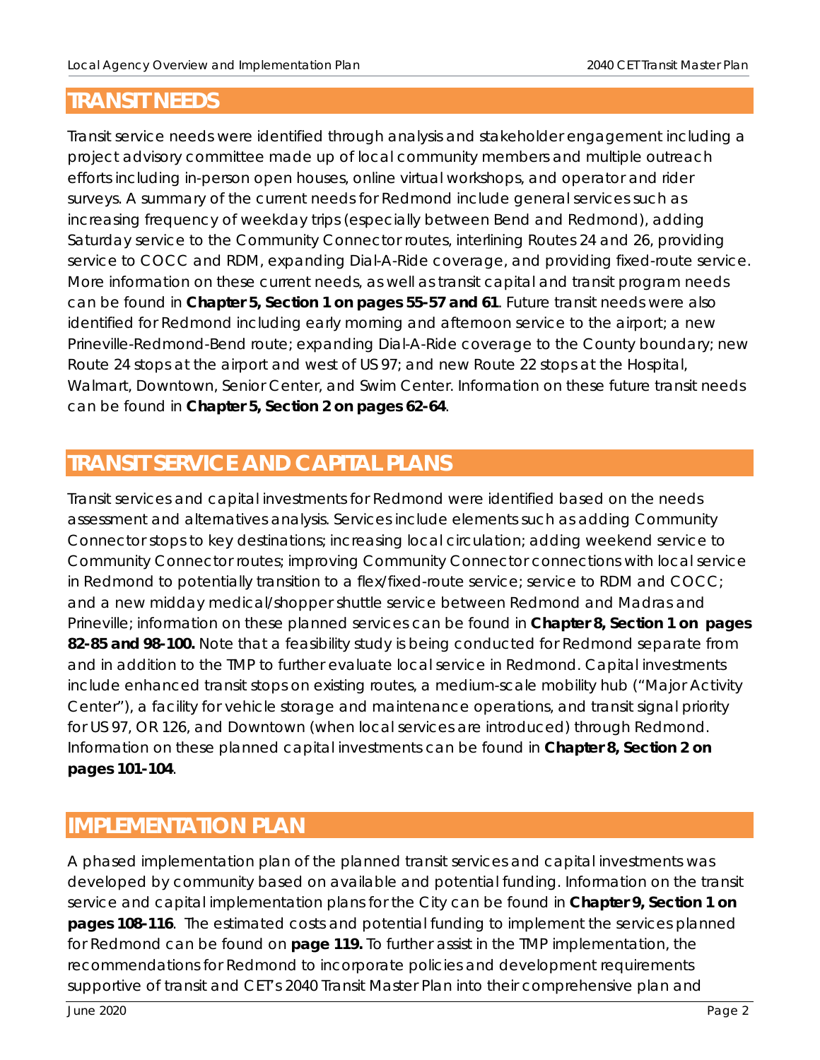## TRANSIT NEEDS

Transit service needs were identified through analysis and stakeholder engagement including a project advisory committee made up of local community members and multiple outreach efforts including in-person open houses, online virtual workshops, and operator and rider surveys. A summary of the current needs for Redmond include general services such as increasing frequency of weekday trips (especially between Bend and Redmond), adding Saturday service to the Community Connector routes, interlining Routes 24 and 26, providing service to COCC and RDM, expanding Dial-A-Ride coverage, and providing fixed-route service. More information on these current needs, as well as transit capital and transit program needs can be found in **Chapter 5, Section 1 on pages 55-57 and 61**. Future transit needs were also identified for Redmond including early morning and afternoon service to the airport; a new Prineville-Redmond-Bend route; expanding Dial-A-Ride coverage to the County boundary; new Route 24 stops at the airport and west of US 97; and new Route 22 stops at the Hospital, Walmart, Downtown, Senior Center, and Swim Center. Information on these future transit needs can be found in **Chapter 5, Section 2 on pages 62-64**.

## TRANSIT SERVICE AND CAPITAL PLANS

Transit services and capital investments for Redmond were identified based on the needs assessment and alternatives analysis. Services include elements such as adding Community Connector stops to key destinations; increasing local circulation; adding weekend service to Community Connector routes; improving Community Connector connections with local service in Redmond to potentially transition to a flex/fixed-route service; service to RDM and COCC; and a new midday medical/shopper shuttle service between Redmond and Madras and Prineville; information on these planned services can be found in **Chapter 8, Section 1 on pages 82-85 and 98-100.** Note that a feasibility study is being conducted for Redmond separate from and in addition to the TMP to further evaluate local service in Redmond. Capital investments include enhanced transit stops on existing routes, a medium-scale mobility hub ("Major Activity Center"), a facility for vehicle storage and maintenance operations, and transit signal priority for US 97, OR 126, and Downtown (when local services are introduced) through Redmond. Information on these planned capital investments can be found in **Chapter 8, Section 2 on pages 101-104**.

## IMPLEMENTATION PLAN

A phased implementation plan of the planned transit services and capital investments was developed by community based on available and potential funding. Information on the transit service and capital implementation plans for the City can be found in **Chapter 9, Section 1 on pages 108-116**. The estimated costs and potential funding to implement the services planned for Redmond can be found on **page 119.** To further assist in the TMP implementation, the recommendations for Redmond to incorporate policies and development requirements supportive of transit and CET's 2040 Transit Master Plan into their comprehensive plan and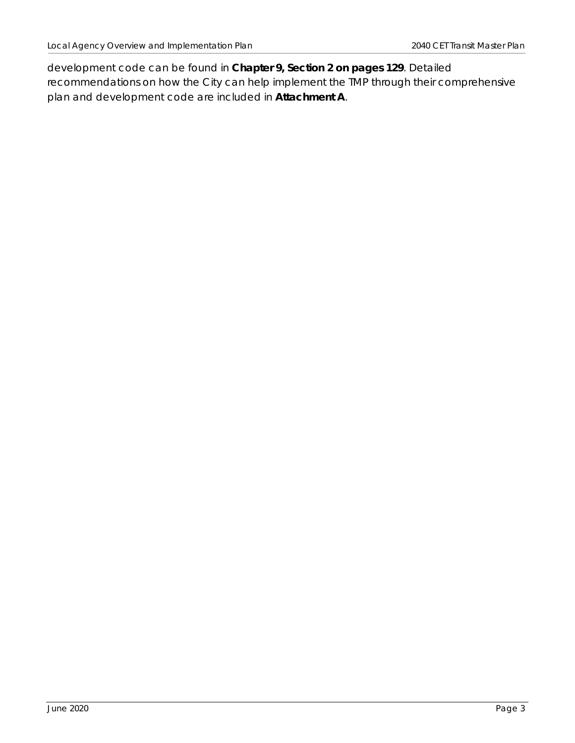development code can be found in **Chapter 9, Section 2 on pages 129**. Detailed recommendations on how the City can help implement the TMP through their comprehensive plan and development code are included in **Attachment A**.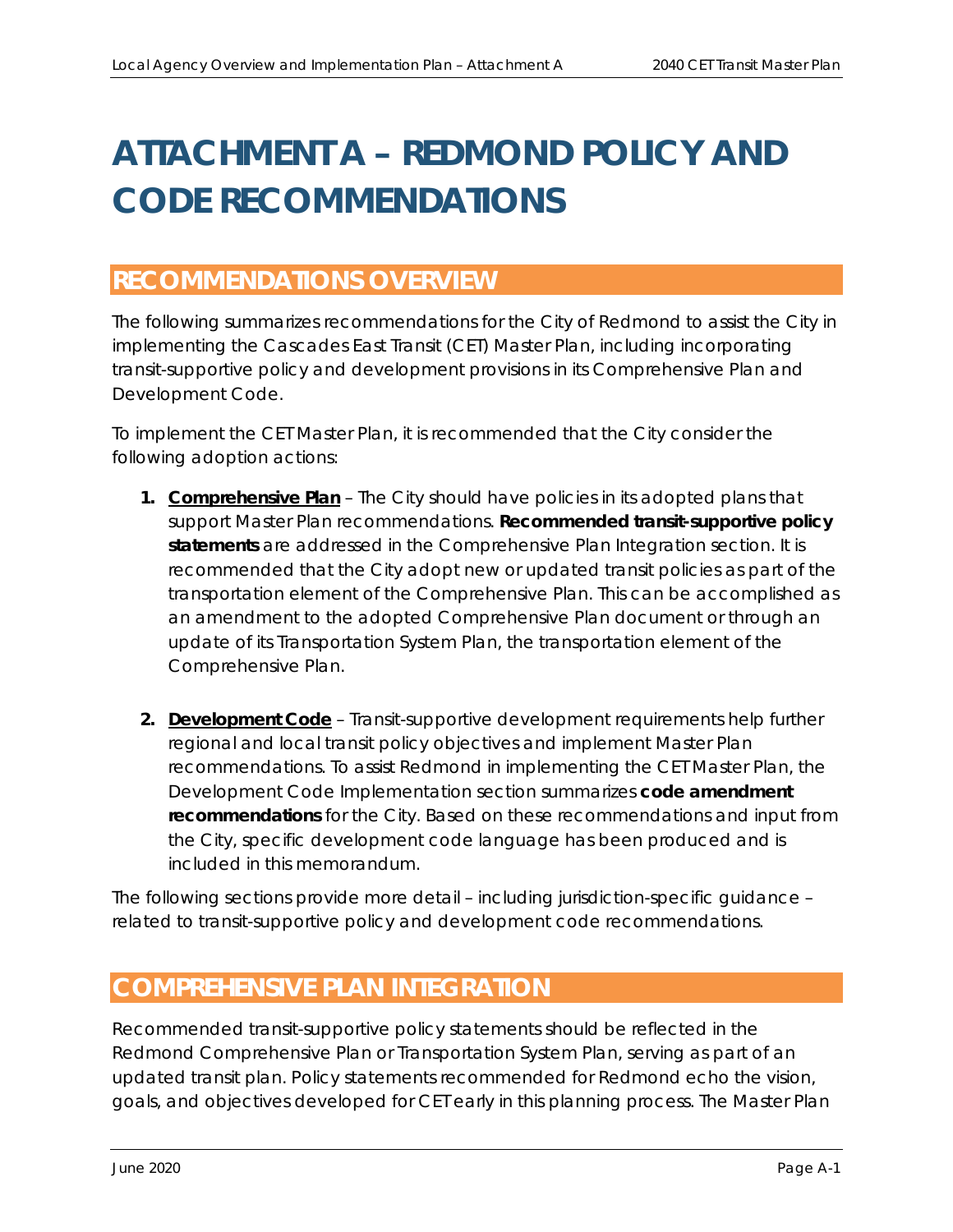# ATTACHMENT A – REDMOND POLICY AND CODE RECOMMENDATIONS

## RECOMMENDATIONS OVERVIEW

The following summarizes recommendations for the City of Redmond to assist the City in implementing the Cascades East Transit (CET) Master Plan, including incorporating transit-supportive policy and development provisions in its Comprehensive Plan and Development Code.

To implement the CET Master Plan, it is recommended that the City consider the following adoption actions:

1. **Comprehensive Plan** – The City should have policies in its adopted plans that support Master Plan recommendations. **Recommended transit-supportive policy statements** are addressed in the Comprehensive Plan Integration section. It is recommended that the City adopt new or updated transit policies as part of the transportation element of the Comprehensive Plan. This can be accomplished as an amendment to the adopted Comprehensive Plan document or through an update of its Transportation System Plan, the transportation element of the Comprehensive Plan.

2. **Development Code** – Transit-supportive development requirements help further regional and local transit policy objectives and implement Master Plan recommendations. To assist Redmond in implementing the CET Master Plan, the Development Code Implementation section summarizes **code amendment recommendations** for the City. Based on these recommendations and input from the City, specific development code language has been produced and is included in this memorandum.

The following sections provide more detail – including jurisdiction-specific guidance – related to transit-supportive policy and development code recommendations.

## COMPREHENSIVE PLAN INTEGRATION

Recommended transit-supportive policy statements should be reflected in the Redmond Comprehensive Plan or Transportation System Plan, serving as part of an updated transit plan. Policy statements recommended for Redmond echo the vision, goals, and objectives developed for CET early in this planning process. The Master Plan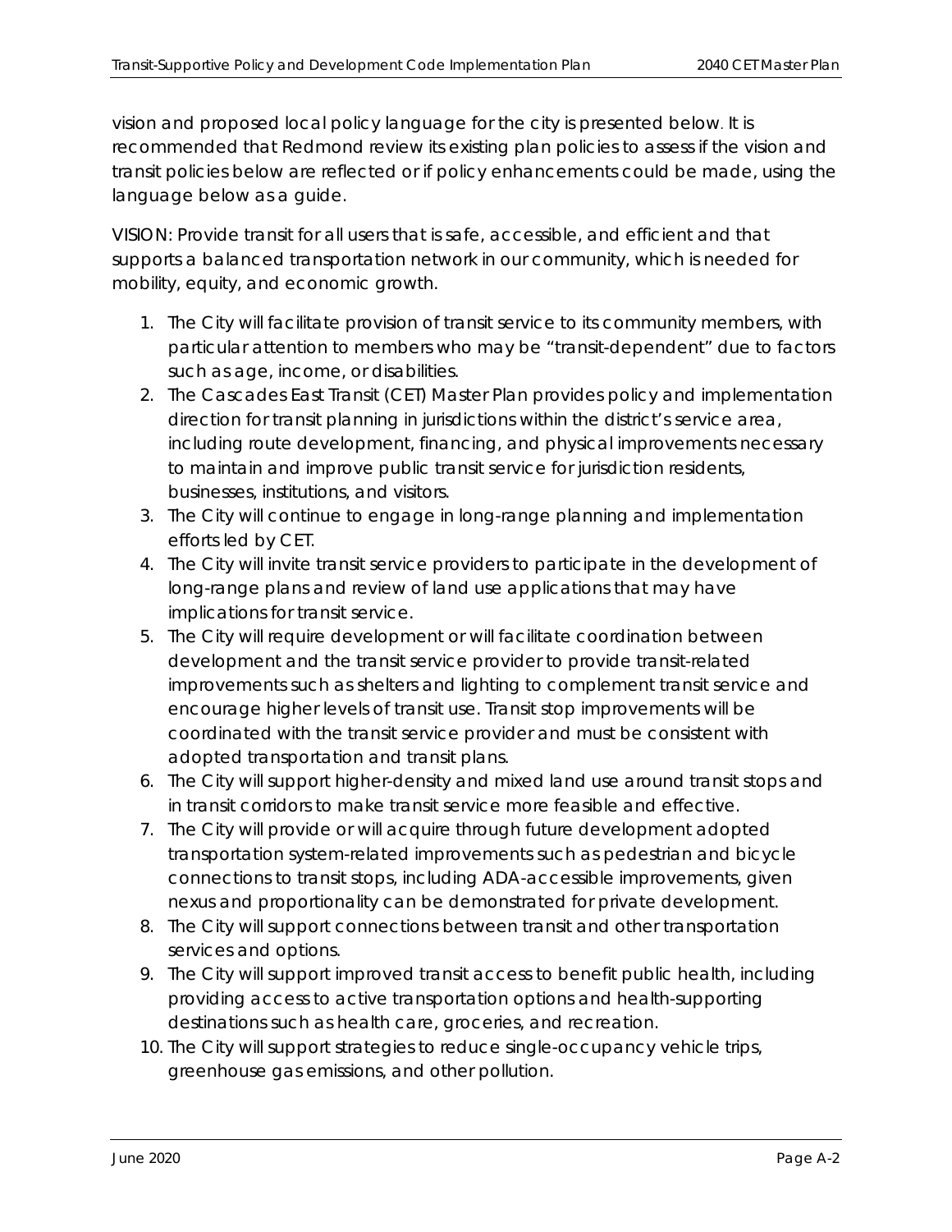vision and proposed local policy language for the city is presented below. It is recommended that Redmond review its existing plan policies to assess if the vision and transit policies below are reflected or if policy enhancements could be made, using the language below as a guide.

VISION: Provide transit for all users that is safe, accessible, and efficient and that supports a balanced transportation network in our community, which is needed for mobility, equity, and economic growth.

1. The City will facilitate provision of transit service to its community members, with particular attention to members who may be "transit-dependent" due to factors such as age, income, or disabilities.
2. The Cascades East Transit (CET) Master Plan provides policy and implementation direction for transit planning in jurisdictions within the district's service area, including route development, financing, and physical improvements necessary to maintain and improve public transit service for jurisdiction residents, businesses, institutions, and visitors.
3. The City will continue to engage in long-range planning and implementation efforts led by CET.
4. The City will invite transit service providers to participate in the development of long-range plans and review of land use applications that may have implications for transit service.
5. The City will require development or will facilitate coordination between development and the transit service provider to provide transit-related improvements such as shelters and lighting to complement transit service and encourage higher levels of transit use. Transit stop improvements will be coordinated with the transit service provider and must be consistent with adopted transportation and transit plans.
6. The City will support higher-density and mixed land use around transit stops and in transit corridors to make transit service more feasible and effective.
7. The City will provide or will acquire through future development adopted transportation system-related improvements such as pedestrian and bicycle connections to transit stops, including ADA-accessible improvements, given nexus and proportionality can be demonstrated for private development.
8. The City will support connections between transit and other transportation services and options.
9. The City will support improved transit access to benefit public health, including providing access to active transportation options and health-supporting destinations such as health care, groceries, and recreation.
10. The City will support strategies to reduce single-occupancy vehicle trips, greenhouse gas emissions, and other pollution.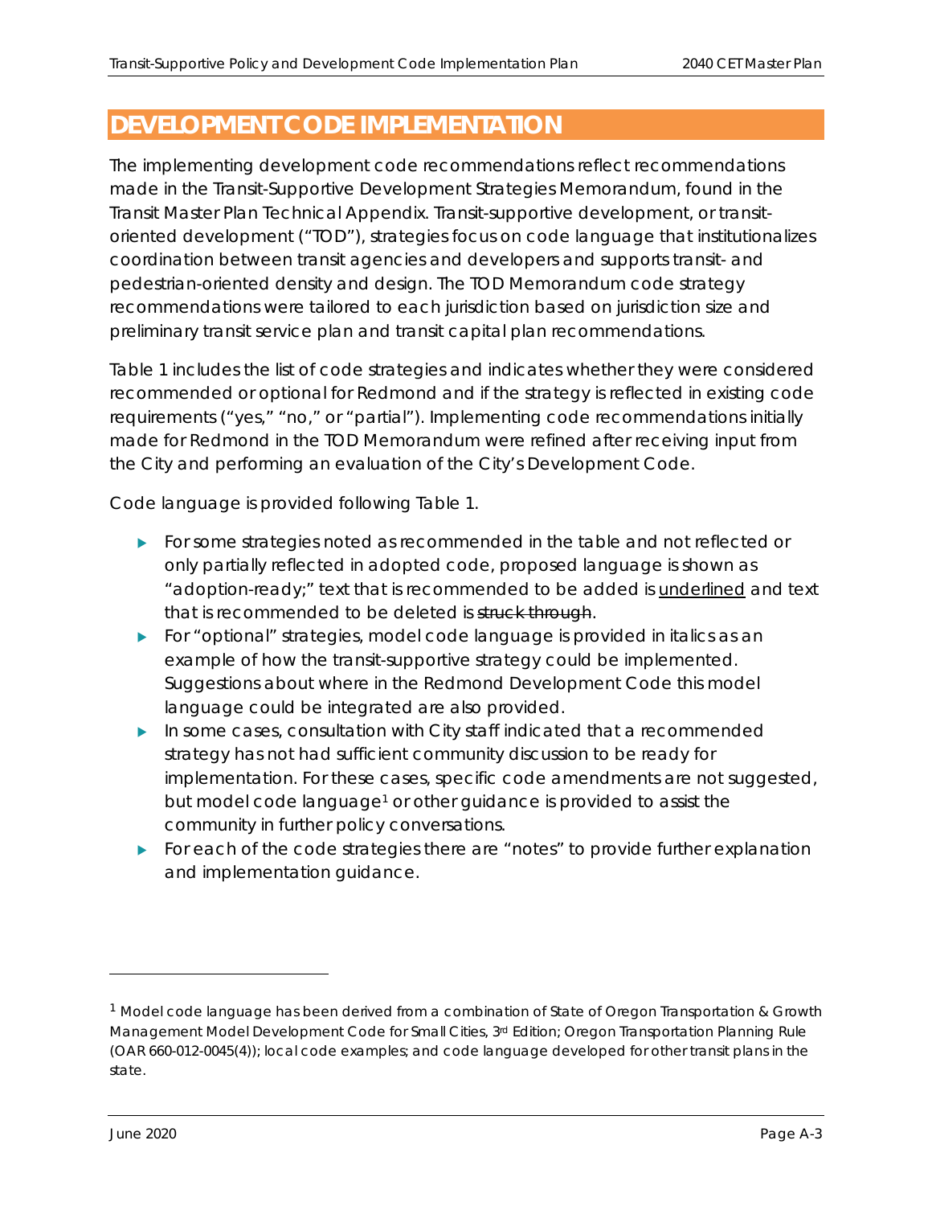# DEVELOPMENT CODE IMPLEMENTATION

The implementing development code recommendations reflect recommendations made in the Transit-Supportive Development Strategies Memorandum, found in the Transit Master Plan Technical Appendix. Transit-supportive development, or transit-oriented development ("TOD"), strategies focus on code language that institutionalizes coordination between transit agencies and developers and supports transit- and pedestrian-oriented density and design. The TOD Memorandum code strategy recommendations were tailored to each jurisdiction based on jurisdiction size and preliminary transit service plan and transit capital plan recommendations.

Table 1 includes the list of code strategies and indicates whether they were considered recommended or optional for Redmond and if the strategy is reflected in existing code requirements ("yes," "no," or "partial"). Implementing code recommendations initially made for Redmond in the TOD Memorandum were refined after receiving input from the City and performing an evaluation of the City's Development Code.

Code language is provided following Table 1.

- For some strategies noted as recommended in the table and not reflected or only partially reflected in adopted code, proposed language is shown as "adoption-ready;" text that is recommended to be added is <u>underlined</u> and text that is recommended to be deleted is ~~struck through~~.
- For "optional" strategies, model code language is provided in italics as an example of how the transit-supportive strategy could be implemented. Suggestions about where in the Redmond Development Code this model language could be integrated are also provided.
- In some cases, consultation with City staff indicated that a recommended strategy has not had sufficient community discussion to be ready for implementation. For these cases, specific code amendments are not suggested, but model code language[1] or other guidance is provided to assist the community in further policy conversations.
- For each of the code strategies there are "notes" to provide further explanation and implementation guidance.

[1] Model code language has been derived from a combination of State of Oregon Transportation & Growth Management Model Development Code for Small Cities, 3rd Edition; Oregon Transportation Planning Rule (OAR 660-012-0045(4)); local code examples; and code language developed for other transit plans in the state.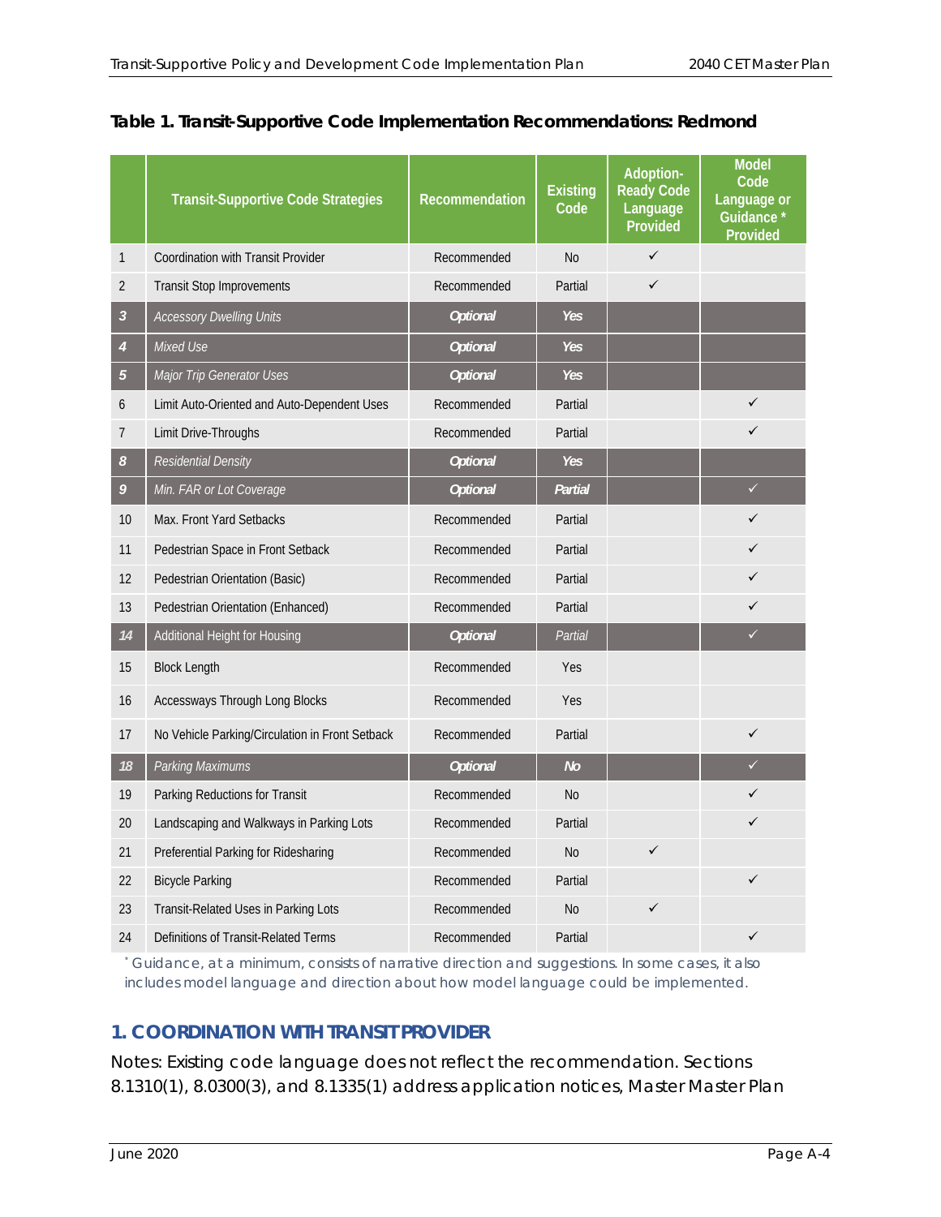**Table 1. Transit-Supportive Code Implementation Recommendations: Redmond**

| | Transit-Supportive Code Strategies | Recommendation | Existing Code | Adoption-Ready Code Language Provided | Model Code Language or Guidance * Provided |
|---|---|---|---|---|---|
| 1 | Coordination with Transit Provider | Recommended | No | ✓ | |
| 2 | Transit Stop Improvements | Recommended | Partial | ✓ | |
| *3* | *Accessory Dwelling Units* | *Optional* | *Yes* | | |
| *4* | *Mixed Use* | *Optional* | *Yes* | | |
| *5* | *Major Trip Generator Uses* | *Optional* | *Yes* | | |
| 6 | Limit Auto-Oriented and Auto-Dependent Uses | Recommended | Partial | | ✓ |
| 7 | Limit Drive-Throughs | Recommended | Partial | | ✓ |
| *8* | *Residential Density* | *Optional* | *Yes* | | |
| *9* | *Min. FAR or Lot Coverage* | *Optional* | *Partial* | | ✓ |
| 10 | Max. Front Yard Setbacks | Recommended | Partial | | ✓ |
| 11 | Pedestrian Space in Front Setback | Recommended | Partial | | ✓ |
| 12 | Pedestrian Orientation (Basic) | Recommended | Partial | | ✓ |
| 13 | Pedestrian Orientation (Enhanced) | Recommended | Partial | | ✓ |
| *14* | Additional Height for Housing | *Optional* | Partial | | ✓ |
| 15 | Block Length | Recommended | Yes | | |
| 16 | Accessways Through Long Blocks | Recommended | Yes | | |
| 17 | No Vehicle Parking/Circulation in Front Setback | Recommended | Partial | | ✓ |
| *18* | *Parking Maximums* | *Optional* | *No* | | ✓ |
| 19 | Parking Reductions for Transit | Recommended | No | | ✓ |
| 20 | Landscaping and Walkways in Parking Lots | Recommended | Partial | | ✓ |
| 21 | Preferential Parking for Ridesharing | Recommended | No | ✓ | |
| 22 | Bicycle Parking | Recommended | Partial | | ✓ |
| 23 | Transit-Related Uses in Parking Lots | Recommended | No | ✓ | |
| 24 | Definitions of Transit-Related Terms | Recommended | Partial | | ✓ |

* Guidance, at a minimum, consists of narrative direction and suggestions. In some cases, it also includes model language and direction about how model language could be implemented.

## 1. COORDINATION WITH TRANSIT PROVIDER

Notes: Existing code language does not reflect the recommendation. Sections 8.1310(1), 8.0300(3), and 8.1335(1) address application notices, Master Master Plan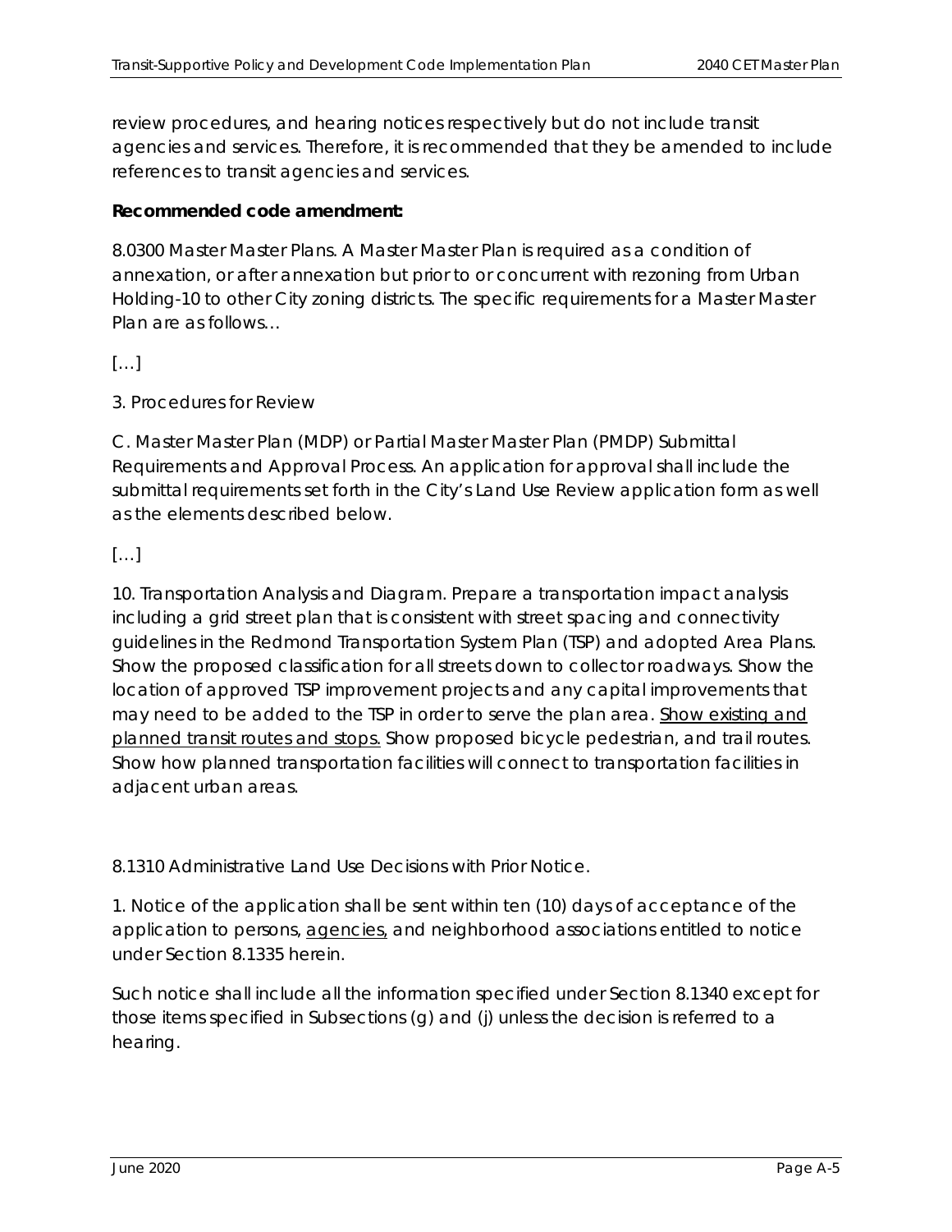review procedures, and hearing notices respectively but do not include transit agencies and services. Therefore, it is recommended that they be amended to include references to transit agencies and services.

**Recommended code amendment:**

8.0300 Master Master Plans. A Master Master Plan is required as a condition of annexation, or after annexation but prior to or concurrent with rezoning from Urban Holding-10 to other City zoning districts. The specific requirements for a Master Master Plan are as follows…

[…]

3. Procedures for Review

C. Master Master Plan (MDP) or Partial Master Master Plan (PMDP) Submittal Requirements and Approval Process. An application for approval shall include the submittal requirements set forth in the City's Land Use Review application form as well as the elements described below.

[…]

10. Transportation Analysis and Diagram. Prepare a transportation impact analysis including a grid street plan that is consistent with street spacing and connectivity guidelines in the Redmond Transportation System Plan (TSP) and adopted Area Plans. Show the proposed classification for all streets down to collector roadways. Show the location of approved TSP improvement projects and any capital improvements that may need to be added to the TSP in order to serve the plan area. <u>Show existing and planned transit routes and stops.</u> Show proposed bicycle pedestrian, and trail routes. Show how planned transportation facilities will connect to transportation facilities in adjacent urban areas.

8.1310 Administrative Land Use Decisions with Prior Notice.

1. Notice of the application shall be sent within ten (10) days of acceptance of the application to persons, <u>agencies,</u> and neighborhood associations entitled to notice under Section 8.1335 herein.

Such notice shall include all the information specified under Section 8.1340 except for those items specified in Subsections (g) and (j) unless the decision is referred to a hearing.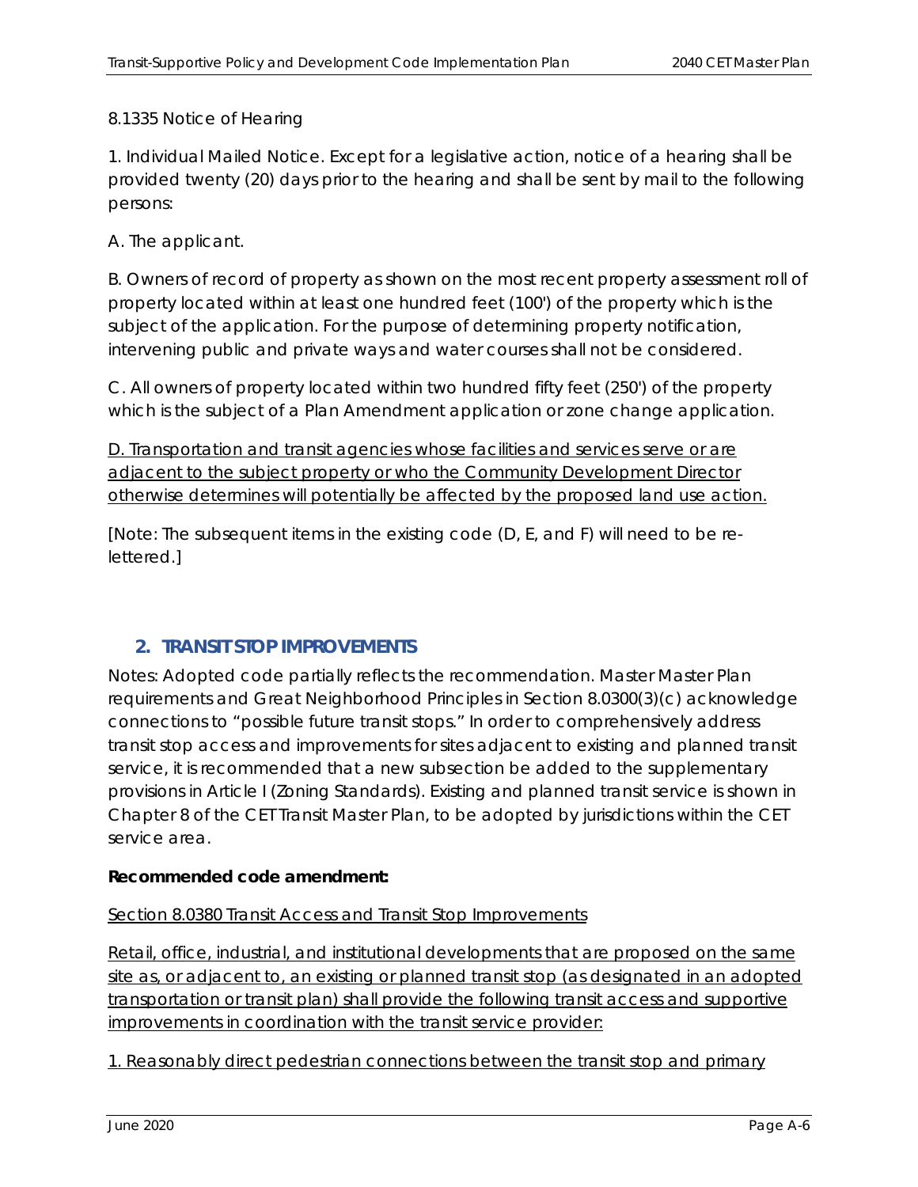8.1335 Notice of Hearing

1. Individual Mailed Notice. Except for a legislative action, notice of a hearing shall be provided twenty (20) days prior to the hearing and shall be sent by mail to the following persons:

A. The applicant.

B. Owners of record of property as shown on the most recent property assessment roll of property located within at least one hundred feet (100') of the property which is the subject of the application. For the purpose of determining property notification, intervening public and private ways and water courses shall not be considered.

C. All owners of property located within two hundred fifty feet (250') of the property which is the subject of a Plan Amendment application or zone change application.

<u>D. Transportation and transit agencies whose facilities and services serve or are adjacent to the subject property or who the Community Development Director otherwise determines will potentially be affected by the proposed land use action.</u>

[Note: The subsequent items in the existing code (D, E, and F) will need to be re-lettered.]

## 2. TRANSIT STOP IMPROVEMENTS

Notes: Adopted code partially reflects the recommendation. Master Master Plan requirements and Great Neighborhood Principles in Section 8.0300(3)(c) acknowledge connections to "possible future transit stops." In order to comprehensively address transit stop access and improvements for sites adjacent to existing and planned transit service, it is recommended that a new subsection be added to the supplementary provisions in Article I (Zoning Standards). Existing and planned transit service is shown in Chapter 8 of the CET Transit Master Plan, to be adopted by jurisdictions within the CET service area.

**Recommended code amendment:**

<u>Section 8.0380 Transit Access and Transit Stop Improvements</u>

<u>Retail, office, industrial, and institutional developments that are proposed on the same site as, or adjacent to, an existing or planned transit stop (as designated in an adopted transportation or transit plan) shall provide the following transit access and supportive improvements in coordination with the transit service provider:</u>

<u>1. Reasonably direct pedestrian connections between the transit stop and primary</u>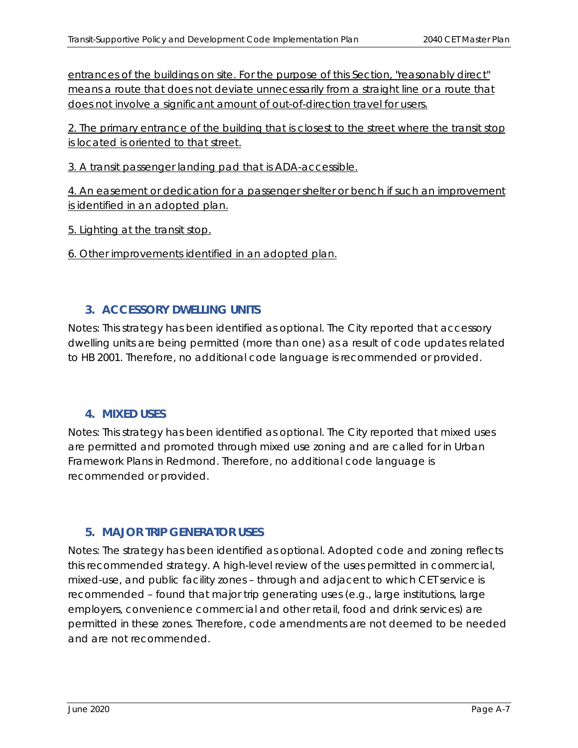entrances of the buildings on site. For the purpose of this Section, "reasonably direct" means a route that does not deviate unnecessarily from a straight line or a route that does not involve a significant amount of out-of-direction travel for users.

2. The primary entrance of the building that is closest to the street where the transit stop is located is oriented to that street.

3. A transit passenger landing pad that is ADA-accessible.

4. An easement or dedication for a passenger shelter or bench if such an improvement is identified in an adopted plan.

5. Lighting at the transit stop.

6. Other improvements identified in an adopted plan.

### 3. ACCESSORY DWELLING UNITS

Notes: This strategy has been identified as optional. The City reported that accessory dwelling units are being permitted (more than one) as a result of code updates related to HB 2001. Therefore, no additional code language is recommended or provided.

### 4. MIXED USES

Notes: This strategy has been identified as optional. The City reported that mixed uses are permitted and promoted through mixed use zoning and are called for in Urban Framework Plans in Redmond. Therefore, no additional code language is recommended or provided.

### 5. MAJOR TRIP GENERATOR USES

Notes: The strategy has been identified as optional. Adopted code and zoning reflects this recommended strategy. A high-level review of the uses permitted in commercial, mixed-use, and public facility zones – through and adjacent to which CET service is recommended – found that major trip generating uses (e.g., large institutions, large employers, convenience commercial and other retail, food and drink services) are permitted in these zones. Therefore, code amendments are not deemed to be needed and are not recommended.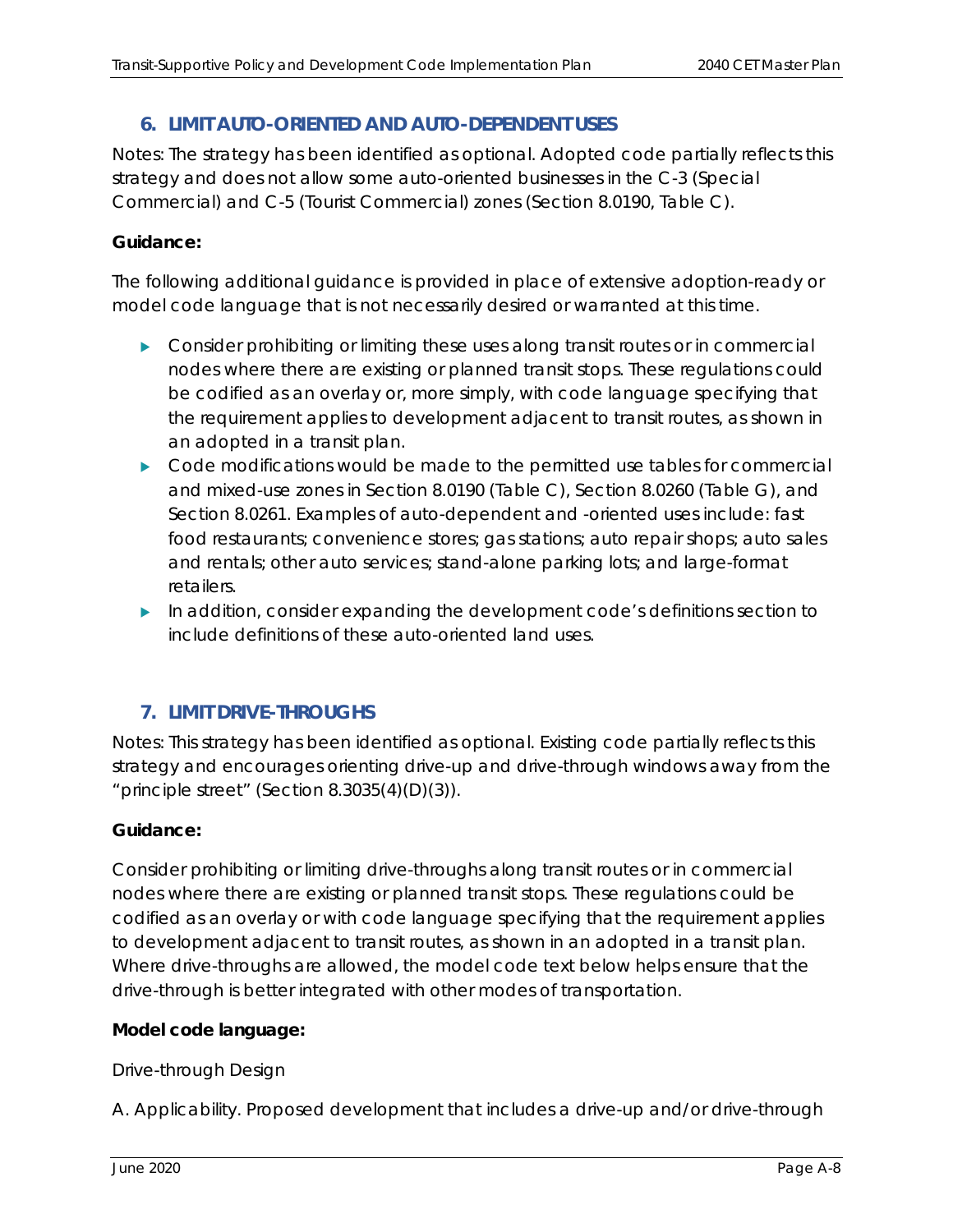## 6. LIMIT AUTO-ORIENTED AND AUTO-DEPENDENT USES

Notes: The strategy has been identified as optional. Adopted code partially reflects this strategy and does not allow some auto-oriented businesses in the C-3 (Special Commercial) and C-5 (Tourist Commercial) zones (Section 8.0190, Table C).

**Guidance:**

The following additional guidance is provided in place of extensive adoption-ready or model code language that is not necessarily desired or warranted at this time.

- Consider prohibiting or limiting these uses along transit routes or in commercial nodes where there are existing or planned transit stops. These regulations could be codified as an overlay or, more simply, with code language specifying that the requirement applies to development adjacent to transit routes, as shown in an adopted in a transit plan.
- Code modifications would be made to the permitted use tables for commercial and mixed-use zones in Section 8.0190 (Table C), Section 8.0260 (Table G), and Section 8.0261. Examples of auto-dependent and -oriented uses include: fast food restaurants; convenience stores; gas stations; auto repair shops; auto sales and rentals; other auto services; stand-alone parking lots; and large-format retailers.
- In addition, consider expanding the development code's definitions section to include definitions of these auto-oriented land uses.

## 7. LIMIT DRIVE-THROUGHS

Notes: This strategy has been identified as optional. Existing code partially reflects this strategy and encourages orienting drive-up and drive-through windows away from the "principle street" (Section 8.3035(4)(D)(3)).

**Guidance:**

Consider prohibiting or limiting drive-throughs along transit routes or in commercial nodes where there are existing or planned transit stops. These regulations could be codified as an overlay or with code language specifying that the requirement applies to development adjacent to transit routes, as shown in an adopted in a transit plan. Where drive-throughs are allowed, the model code text below helps ensure that the drive-through is better integrated with other modes of transportation.

**Model code language:**

Drive-through Design

A. Applicability. Proposed development that includes a drive-up and/or drive-through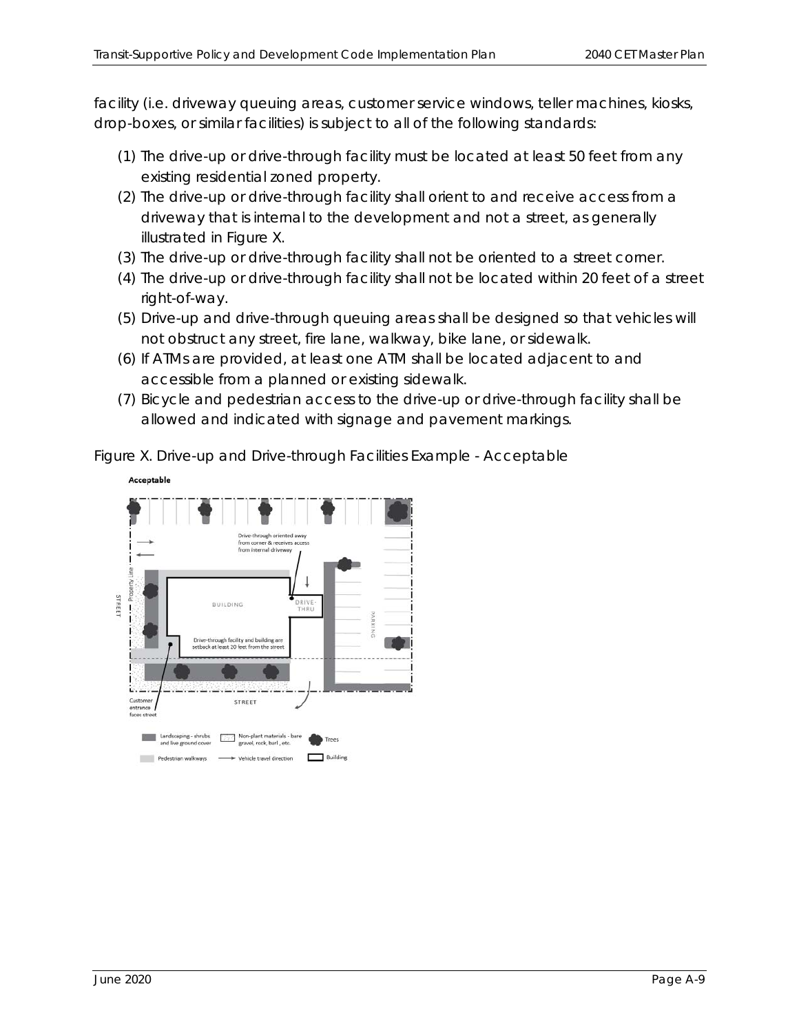facility (i.e. driveway queuing areas, customer service windows, teller machines, kiosks, drop-boxes, or similar facilities) is subject to all of the following standards:

(1) The drive-up or drive-through facility must be located at least 50 feet from any existing residential zoned property.
(2) The drive-up or drive-through facility shall orient to and receive access from a driveway that is internal to the development and not a street, as generally illustrated in Figure X.
(3) The drive-up or drive-through facility shall not be oriented to a street corner.
(4) The drive-up or drive-through facility shall not be located within 20 feet of a street right-of-way.
(5) Drive-up and drive-through queuing areas shall be designed so that vehicles will not obstruct any street, fire lane, walkway, bike lane, or sidewalk.
(6) If ATMs are provided, at least one ATM shall be located adjacent to and accessible from a planned or existing sidewalk.
(7) Bicycle and pedestrian access to the drive-up or drive-through facility shall be allowed and indicated with signage and pavement markings.

Figure X. Drive-up and Drive-through Facilities Example - Acceptable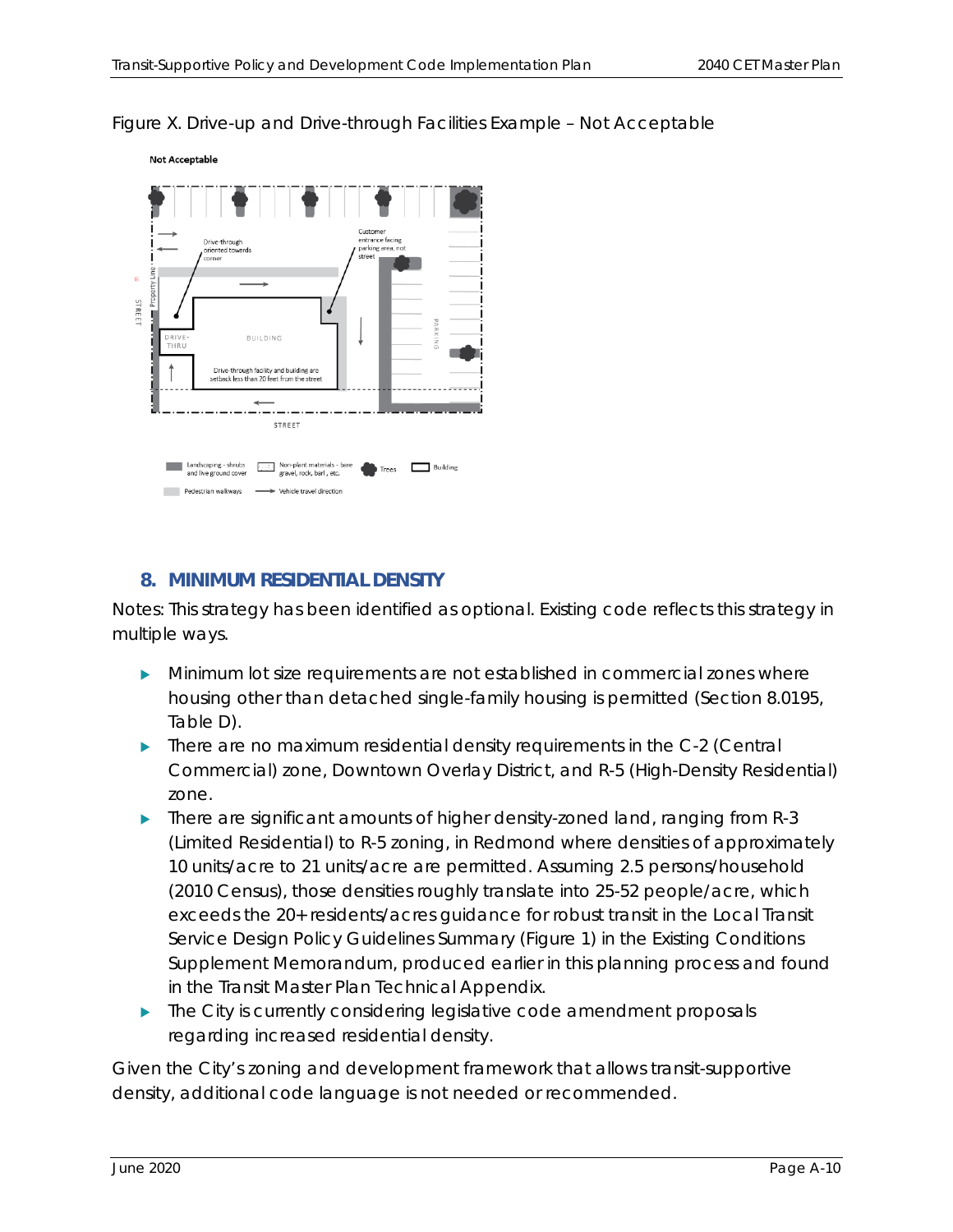Figure X. Drive-up and Drive-through Facilities Example – Not Acceptable

## 8. MINIMUM RESIDENTIAL DENSITY

Notes: This strategy has been identified as optional. Existing code reflects this strategy in multiple ways.

- Minimum lot size requirements are not established in commercial zones where housing other than detached single-family housing is permitted (Section 8.0195, Table D).
- There are no maximum residential density requirements in the C-2 (Central Commercial) zone, Downtown Overlay District, and R-5 (High-Density Residential) zone.
- There are significant amounts of higher density-zoned land, ranging from R-3 (Limited Residential) to R-5 zoning, in Redmond where densities of approximately 10 units/acre to 21 units/acre are permitted. Assuming 2.5 persons/household (2010 Census), those densities roughly translate into 25-52 people/acre, which exceeds the 20+ residents/acres guidance for robust transit in the Local Transit Service Design Policy Guidelines Summary (Figure 1) in the Existing Conditions Supplement Memorandum, produced earlier in this planning process and found in the Transit Master Plan Technical Appendix.
- The City is currently considering legislative code amendment proposals regarding increased residential density.

Given the City's zoning and development framework that allows transit-supportive density, additional code language is not needed or recommended.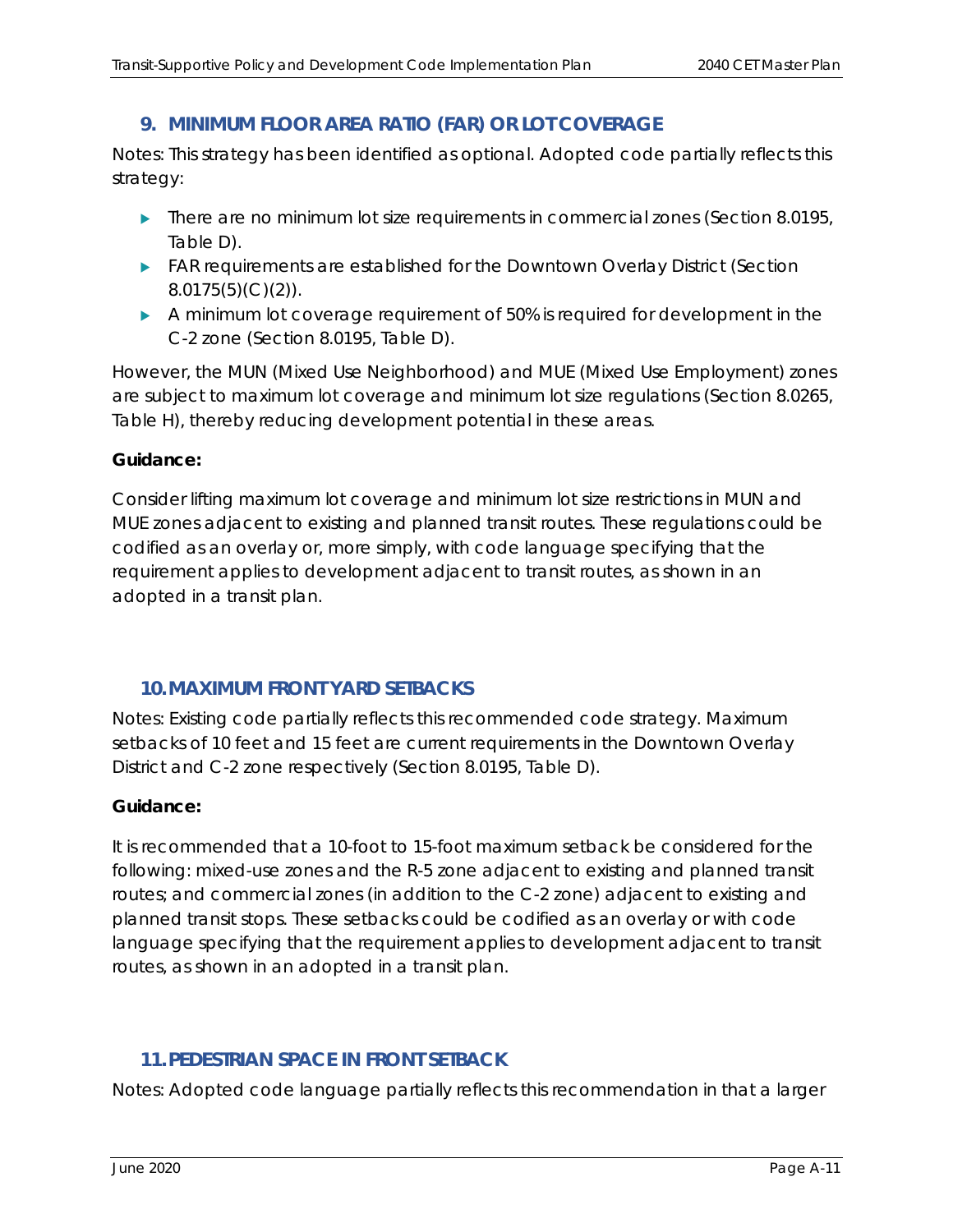## 9. MINIMUM FLOOR AREA RATIO (FAR) OR LOT COVERAGE

Notes: This strategy has been identified as optional. Adopted code partially reflects this strategy:

- There are no minimum lot size requirements in commercial zones (Section 8.0195, Table D).
- FAR requirements are established for the Downtown Overlay District (Section 8.0175(5)(C)(2)).
- A minimum lot coverage requirement of 50% is required for development in the C-2 zone (Section 8.0195, Table D).

However, the MUN (Mixed Use Neighborhood) and MUE (Mixed Use Employment) zones are subject to maximum lot coverage and minimum lot size regulations (Section 8.0265, Table H), thereby reducing development potential in these areas.

**Guidance:**

Consider lifting maximum lot coverage and minimum lot size restrictions in MUN and MUE zones adjacent to existing and planned transit routes. These regulations could be codified as an overlay or, more simply, with code language specifying that the requirement applies to development adjacent to transit routes, as shown in an adopted in a transit plan.

## 10. MAXIMUM FRONT YARD SETBACKS

Notes: Existing code partially reflects this recommended code strategy. Maximum setbacks of 10 feet and 15 feet are current requirements in the Downtown Overlay District and C-2 zone respectively (Section 8.0195, Table D).

**Guidance:**

It is recommended that a 10-foot to 15-foot maximum setback be considered for the following: mixed-use zones and the R-5 zone adjacent to existing and planned transit routes; and commercial zones (in addition to the C-2 zone) adjacent to existing and planned transit stops. These setbacks could be codified as an overlay or with code language specifying that the requirement applies to development adjacent to transit routes, as shown in an adopted in a transit plan.

## 11. PEDESTRIAN SPACE IN FRONT SETBACK

Notes: Adopted code language partially reflects this recommendation in that a larger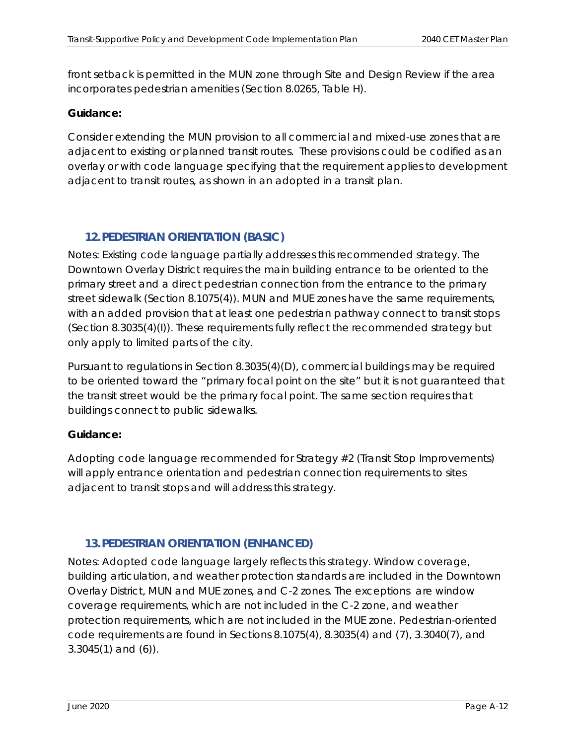front setback is permitted in the MUN zone through Site and Design Review if the area incorporates pedestrian amenities (Section 8.0265, Table H).

**Guidance:**

Consider extending the MUN provision to all commercial and mixed-use zones that are adjacent to existing or planned transit routes. These provisions could be codified as an overlay or with code language specifying that the requirement applies to development adjacent to transit routes, as shown in an adopted in a transit plan.

## 12. PEDESTRIAN ORIENTATION (BASIC)

Notes: Existing code language partially addresses this recommended strategy. The Downtown Overlay District requires the main building entrance to be oriented to the primary street and a direct pedestrian connection from the entrance to the primary street sidewalk (Section 8.1075(4)). MUN and MUE zones have the same requirements, with an added provision that at least one pedestrian pathway connect to transit stops (Section 8.3035(4)(I)). These requirements fully reflect the recommended strategy but only apply to limited parts of the city.

Pursuant to regulations in Section 8.3035(4)(D), commercial buildings may be required to be oriented toward the "primary focal point on the site" but it is not guaranteed that the transit street would be the primary focal point. The same section requires that buildings connect to public sidewalks.

**Guidance:**

Adopting code language recommended for Strategy #2 (Transit Stop Improvements) will apply entrance orientation and pedestrian connection requirements to sites adjacent to transit stops and will address this strategy.

## 13. PEDESTRIAN ORIENTATION (ENHANCED)

Notes: Adopted code language largely reflects this strategy. Window coverage, building articulation, and weather protection standards are included in the Downtown Overlay District, MUN and MUE zones, and C-2 zones. The exceptions are window coverage requirements, which are not included in the C-2 zone, and weather protection requirements, which are not included in the MUE zone. Pedestrian-oriented code requirements are found in Sections 8.1075(4), 8.3035(4) and (7), 3.3040(7), and 3.3045(1) and (6)).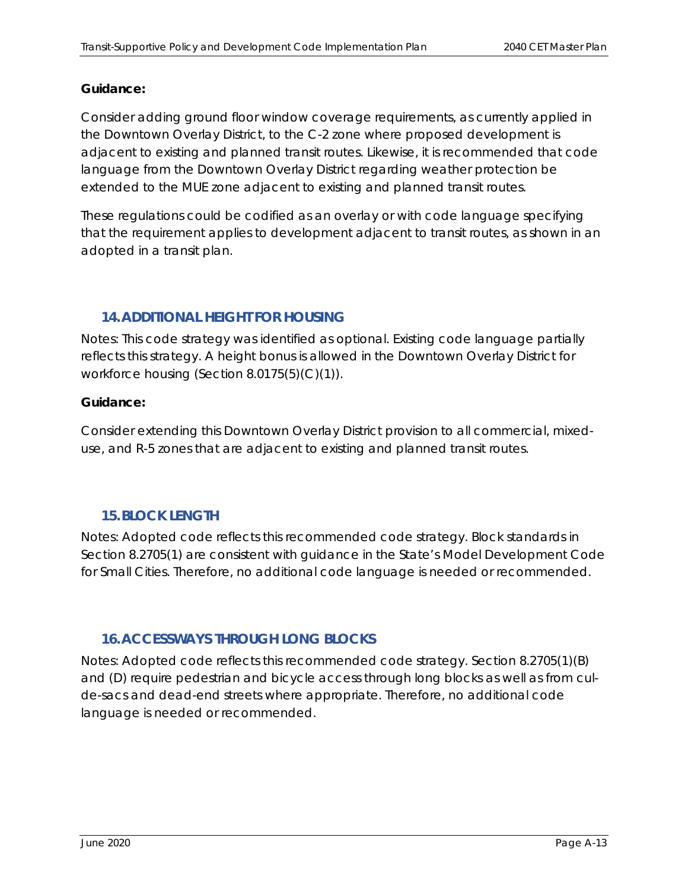**Guidance:**

Consider adding ground floor window coverage requirements, as currently applied in the Downtown Overlay District, to the C-2 zone where proposed development is adjacent to existing and planned transit routes. Likewise, it is recommended that code language from the Downtown Overlay District regarding weather protection be extended to the MUE zone adjacent to existing and planned transit routes.

These regulations could be codified as an overlay or with code language specifying that the requirement applies to development adjacent to transit routes, as shown in an adopted in a transit plan.

## 14. ADDITIONAL HEIGHT FOR HOUSING

Notes: This code strategy was identified as optional. Existing code language partially reflects this strategy. A height bonus is allowed in the Downtown Overlay District for workforce housing (Section 8.0175(5)(C)(1)).

**Guidance:**

Consider extending this Downtown Overlay District provision to all commercial, mixed-use, and R-5 zones that are adjacent to existing and planned transit routes.

## 15. BLOCK LENGTH

Notes: Adopted code reflects this recommended code strategy. Block standards in Section 8.2705(1) are consistent with guidance in the State's Model Development Code for Small Cities. Therefore, no additional code language is needed or recommended.

## 16. ACCESSWAYS THROUGH LONG BLOCKS

Notes: Adopted code reflects this recommended code strategy. Section 8.2705(1)(B) and (D) require pedestrian and bicycle access through long blocks as well as from cul-de-sacs and dead-end streets where appropriate. Therefore, no additional code language is needed or recommended.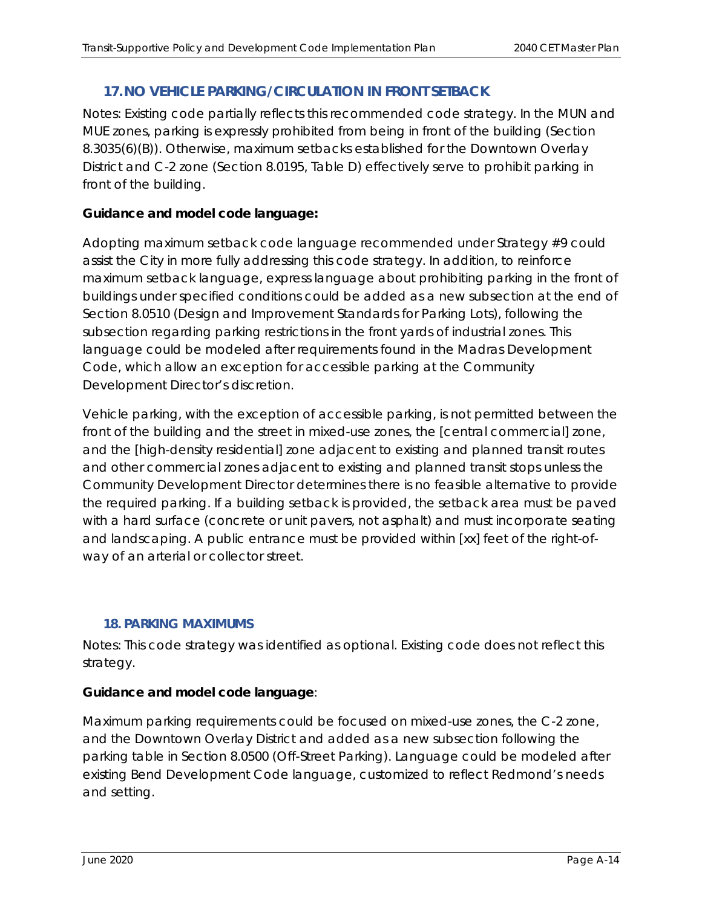## 17. NO VEHICLE PARKING/CIRCULATION IN FRONT SETBACK

Notes: Existing code partially reflects this recommended code strategy. In the MUN and MUE zones, parking is expressly prohibited from being in front of the building (Section 8.3035(6)(B)). Otherwise, maximum setbacks established for the Downtown Overlay District and C-2 zone (Section 8.0195, Table D) effectively serve to prohibit parking in front of the building.

**Guidance and model code language:**

Adopting maximum setback code language recommended under Strategy #9 could assist the City in more fully addressing this code strategy. In addition, to reinforce maximum setback language, express language about prohibiting parking in the front of buildings under specified conditions could be added as a new subsection at the end of Section 8.0510 (Design and Improvement Standards for Parking Lots), following the subsection regarding parking restrictions in the front yards of industrial zones. This language could be modeled after requirements found in the Madras Development Code, which allow an exception for accessible parking at the Community Development Director's discretion.

*Vehicle parking, with the exception of accessible parking, is not permitted between the front of the building and the street in mixed-use zones, the [central commercial] zone, and the [high-density residential] zone adjacent to existing and planned transit routes and other commercial zones adjacent to existing and planned transit stops unless the Community Development Director determines there is no feasible alternative to provide the required parking. If a building setback is provided, the setback area must be paved with a hard surface (concrete or unit pavers, not asphalt) and must incorporate seating and landscaping. A public entrance must be provided within [xx] feet of the right-of-way of an arterial or collector street.*

## 18. PARKING MAXIMUMS

Notes: This code strategy was identified as optional. Existing code does not reflect this strategy.

**Guidance and model code language**:

Maximum parking requirements could be focused on mixed-use zones, the C-2 zone, and the Downtown Overlay District and added as a new subsection following the parking table in Section 8.0500 (Off-Street Parking). Language could be modeled after existing Bend Development Code language, customized to reflect Redmond's needs and setting.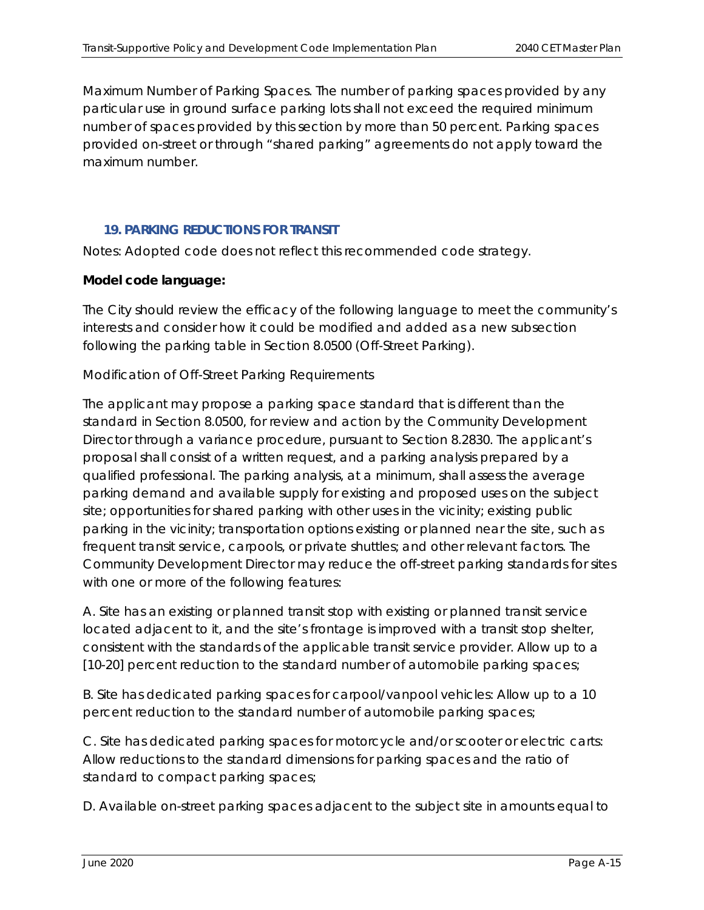Maximum Number of Parking Spaces. The number of parking spaces provided by any particular use in ground surface parking lots shall not exceed the required minimum number of spaces provided by this section by more than 50 percent. Parking spaces provided on-street or through "shared parking" agreements do not apply toward the maximum number.

### 19. PARKING REDUCTIONS FOR TRANSIT

Notes: Adopted code does not reflect this recommended code strategy.

**Model code language:**

The City should review the efficacy of the following language to meet the community's interests and consider how it could be modified and added as a new subsection following the parking table in Section 8.0500 (Off-Street Parking).

Modification of Off-Street Parking Requirements

The applicant may propose a parking space standard that is different than the standard in Section 8.0500, for review and action by the Community Development Director through a variance procedure, pursuant to Section 8.2830. The applicant's proposal shall consist of a written request, and a parking analysis prepared by a qualified professional. The parking analysis, at a minimum, shall assess the average parking demand and available supply for existing and proposed uses on the subject site; opportunities for shared parking with other uses in the vicinity; existing public parking in the vicinity; transportation options existing or planned near the site, such as frequent transit service, carpools, or private shuttles; and other relevant factors. The Community Development Director may reduce the off-street parking standards for sites with one or more of the following features:

A. Site has an existing or planned transit stop with existing or planned transit service located adjacent to it, and the site's frontage is improved with a transit stop shelter, consistent with the standards of the applicable transit service provider. Allow up to a [10-20] percent reduction to the standard number of automobile parking spaces;

B. Site has dedicated parking spaces for carpool/vanpool vehicles: Allow up to a 10 percent reduction to the standard number of automobile parking spaces;

C. Site has dedicated parking spaces for motorcycle and/or scooter or electric carts: Allow reductions to the standard dimensions for parking spaces and the ratio of standard to compact parking spaces;

D. Available on-street parking spaces adjacent to the subject site in amounts equal to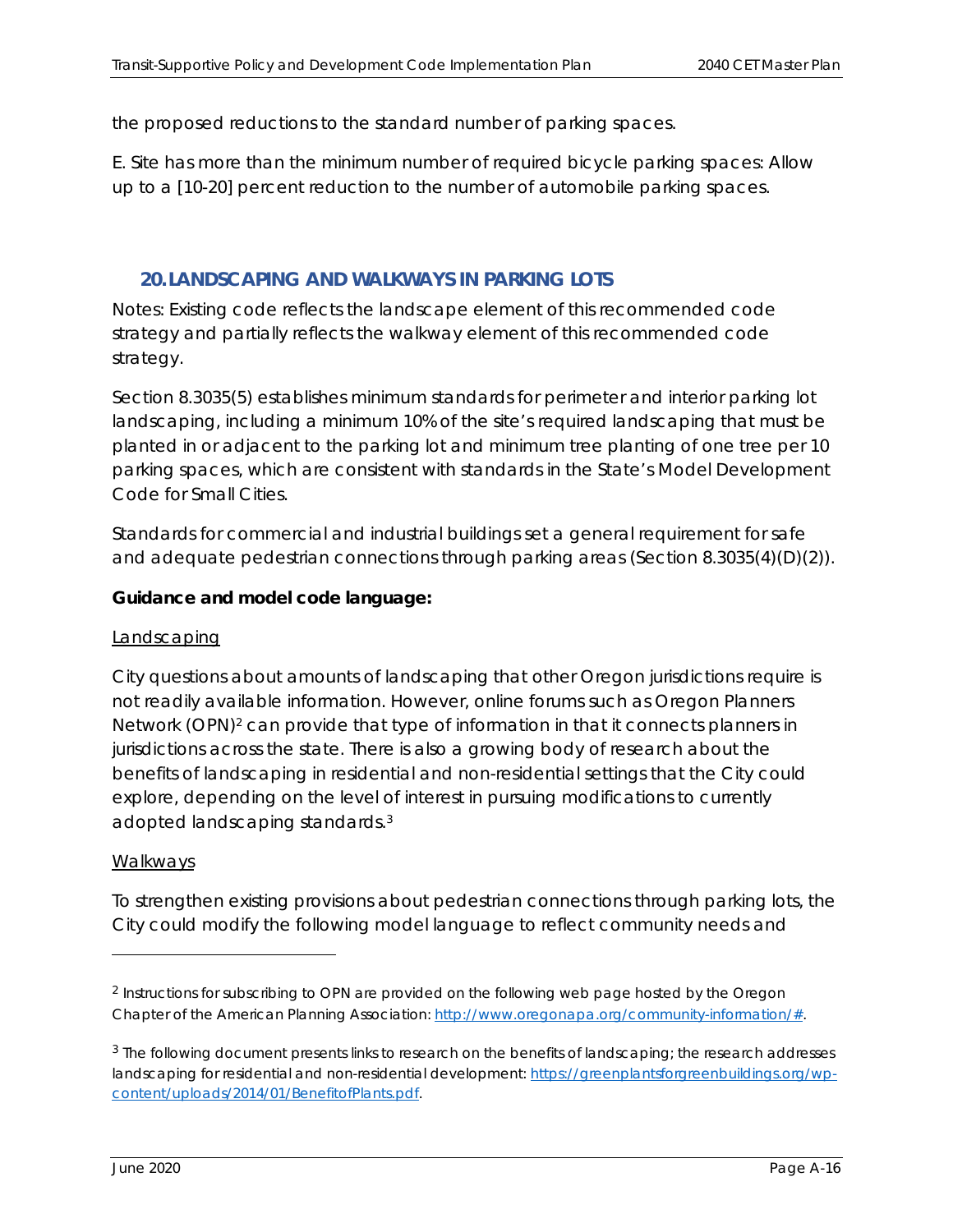the proposed reductions to the standard number of parking spaces.

E. Site has more than the minimum number of required bicycle parking spaces: Allow up to a [10-20] percent reduction to the number of automobile parking spaces.

## 20. LANDSCAPING AND WALKWAYS IN PARKING LOTS

Notes: Existing code reflects the landscape element of this recommended code strategy and partially reflects the walkway element of this recommended code strategy.

Section 8.3035(5) establishes minimum standards for perimeter and interior parking lot landscaping, including a minimum 10% of the site's required landscaping that must be planted in or adjacent to the parking lot and minimum tree planting of one tree per 10 parking spaces, which are consistent with standards in the State's Model Development Code for Small Cities.

Standards for commercial and industrial buildings set a general requirement for safe and adequate pedestrian connections through parking areas (Section 8.3035(4)(D)(2)).

**Guidance and model code language:**

<u>Landscaping</u>

City questions about amounts of landscaping that other Oregon jurisdictions require is not readily available information. However, online forums such as Oregon Planners Network (OPN)[2] can provide that type of information in that it connects planners in jurisdictions across the state. There is also a growing body of research about the benefits of landscaping in residential and non-residential settings that the City could explore, depending on the level of interest in pursuing modifications to currently adopted landscaping standards.[3]

<u>Walkways</u>

To strengthen existing provisions about pedestrian connections through parking lots, the City could modify the following model language to reflect community needs and

---

[2] Instructions for subscribing to OPN are provided on the following web page hosted by the Oregon Chapter of the American Planning Association: http://www.oregonapa.org/community-information/#.

[3] The following document presents links to research on the benefits of landscaping; the research addresses landscaping for residential and non-residential development: https://greenplantsforgreenbuildings.org/wp-content/uploads/2014/01/BenefitofPlants.pdf.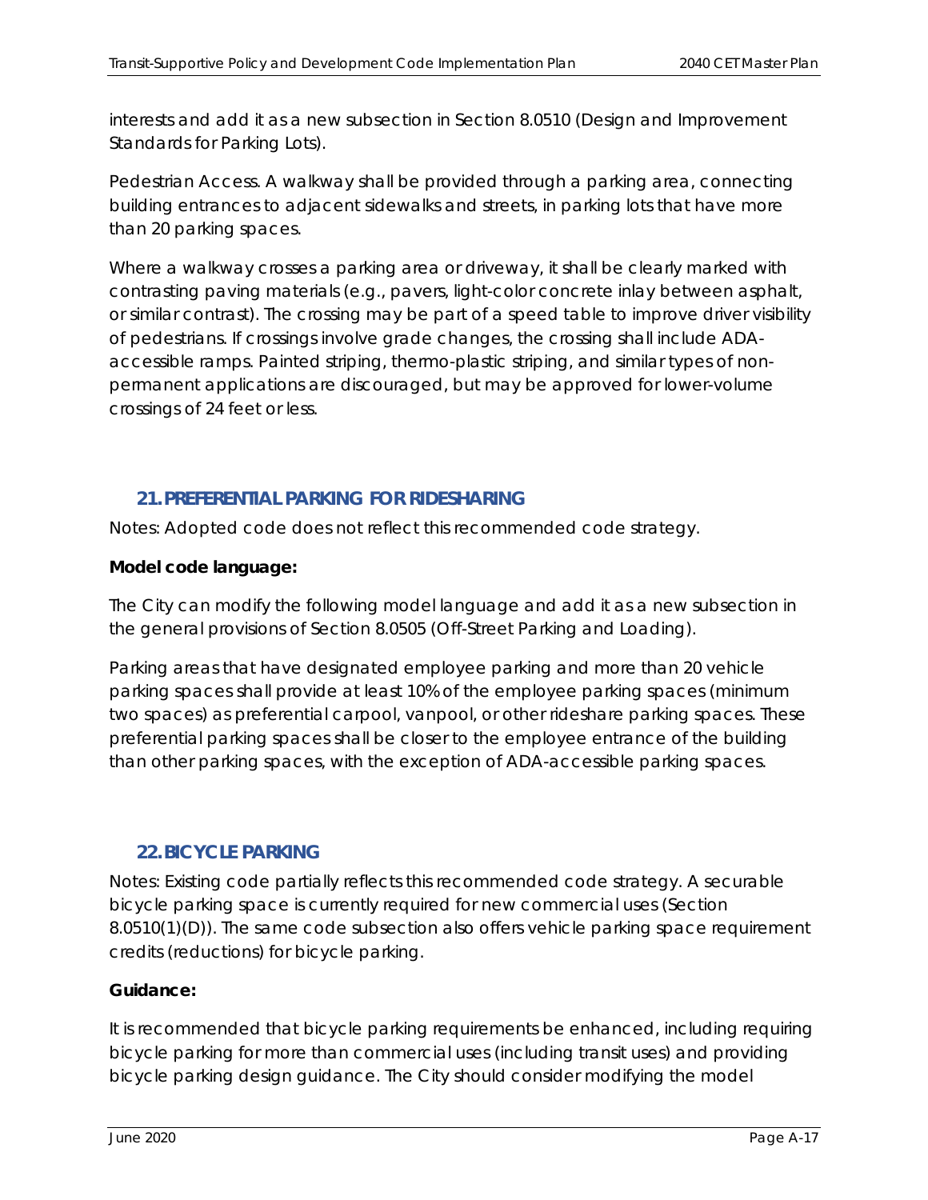interests and add it as a new subsection in Section 8.0510 (Design and Improvement Standards for Parking Lots).

Pedestrian Access. A walkway shall be provided through a parking area, connecting building entrances to adjacent sidewalks and streets, in parking lots that have more than 20 parking spaces.

Where a walkway crosses a parking area or driveway, it shall be clearly marked with contrasting paving materials (e.g., pavers, light-color concrete inlay between asphalt, or similar contrast). The crossing may be part of a speed table to improve driver visibility of pedestrians. If crossings involve grade changes, the crossing shall include ADA-accessible ramps. Painted striping, thermo-plastic striping, and similar types of non-permanent applications are discouraged, but may be approved for lower-volume crossings of 24 feet or less.

## 21. PREFERENTIAL PARKING FOR RIDESHARING

Notes: Adopted code does not reflect this recommended code strategy.

**Model code language:**

The City can modify the following model language and add it as a new subsection in the general provisions of Section 8.0505 (Off-Street Parking and Loading).

Parking areas that have designated employee parking and more than 20 vehicle parking spaces shall provide at least 10% of the employee parking spaces (minimum two spaces) as preferential carpool, vanpool, or other rideshare parking spaces. These preferential parking spaces shall be closer to the employee entrance of the building than other parking spaces, with the exception of ADA-accessible parking spaces.

## 22. BICYCLE PARKING

Notes: Existing code partially reflects this recommended code strategy. A securable bicycle parking space is currently required for new commercial uses (Section 8.0510(1)(D)). The same code subsection also offers vehicle parking space requirement credits (reductions) for bicycle parking.

**Guidance:**

It is recommended that bicycle parking requirements be enhanced, including requiring bicycle parking for more than commercial uses (including transit uses) and providing bicycle parking design guidance. The City should consider modifying the model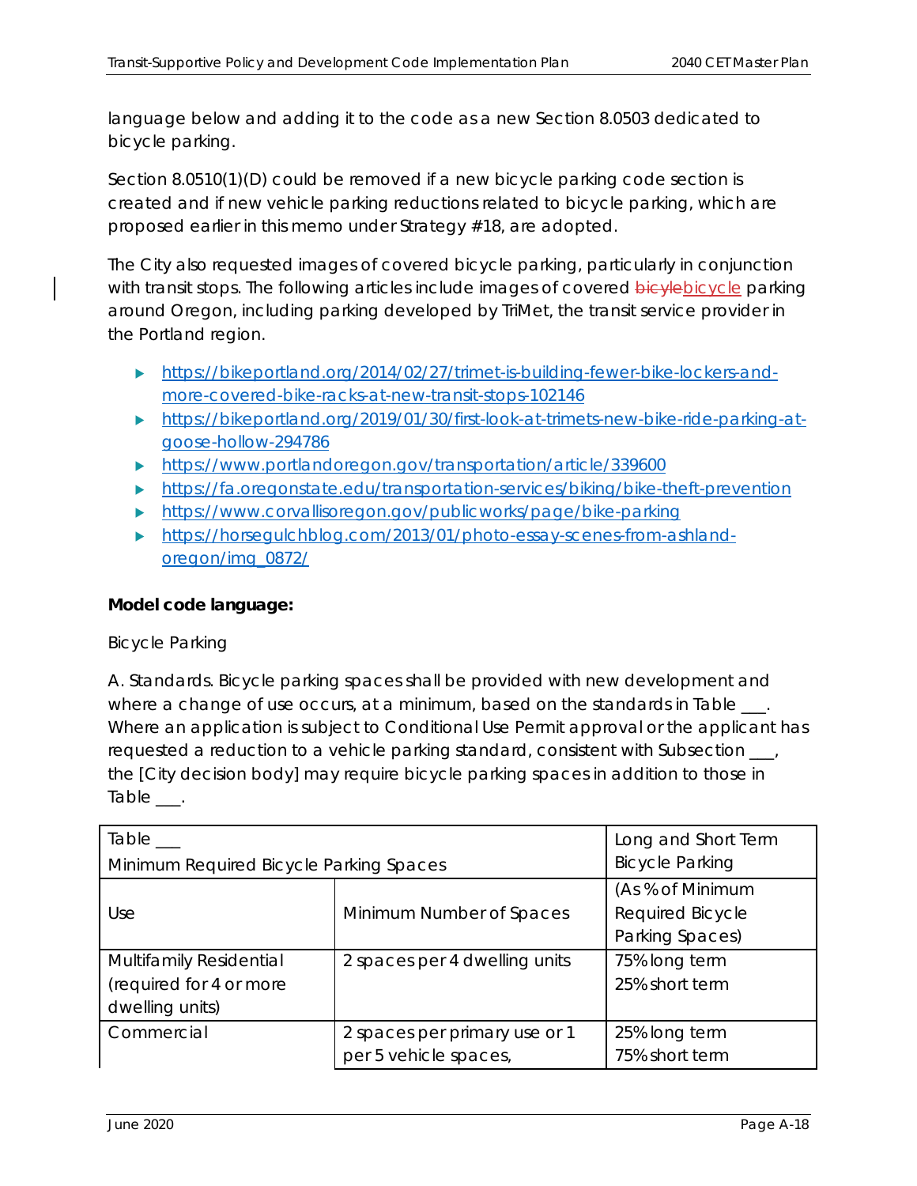language below and adding it to the code as a new Section 8.0503 dedicated to bicycle parking.

Section 8.0510(1)(D) could be removed if a new bicycle parking code section is created and if new vehicle parking reductions related to bicycle parking, which are proposed earlier in this memo under Strategy #18, are adopted.

The City also requested images of covered bicycle parking, particularly in conjunction with transit stops. The following articles include images of covered ~~bicyle~~bicycle parking around Oregon, including parking developed by TriMet, the transit service provider in the Portland region.

- https://bikeportland.org/2014/02/27/trimet-is-building-fewer-bike-lockers-and-more-covered-bike-racks-at-new-transit-stops-102146
- https://bikeportland.org/2019/01/30/first-look-at-trimets-new-bike-ride-parking-at-goose-hollow-294786
- https://www.portlandoregon.gov/transportation/article/339600
- https://fa.oregonstate.edu/transportation-services/biking/bike-theft-prevention
- https://www.corvallisoregon.gov/publicworks/page/bike-parking
- https://horsegulchblog.com/2013/01/photo-essay-scenes-from-ashland-oregon/img_0872/

**Model code language:**

Bicycle Parking

A. Standards. Bicycle parking spaces shall be provided with new development and where a change of use occurs, at a minimum, based on the standards in Table ___. Where an application is subject to Conditional Use Permit approval or the applicant has requested a reduction to a vehicle parking standard, consistent with Subsection ___, the [City decision body] may require bicycle parking spaces in addition to those in Table ___.

| Table ___ Minimum Required Bicycle Parking Spaces | | Long and Short Term Bicycle Parking |
|---|---|---|
| Use | Minimum Number of Spaces | (As % of Minimum Required Bicycle Parking Spaces) |
| Multifamily Residential (required for 4 or more dwelling units) | 2 spaces per 4 dwelling units | 75% long term<br>25% short term |
| Commercial | 2 spaces per primary use or 1 per 5 vehicle spaces, | 25% long term<br>75% short term |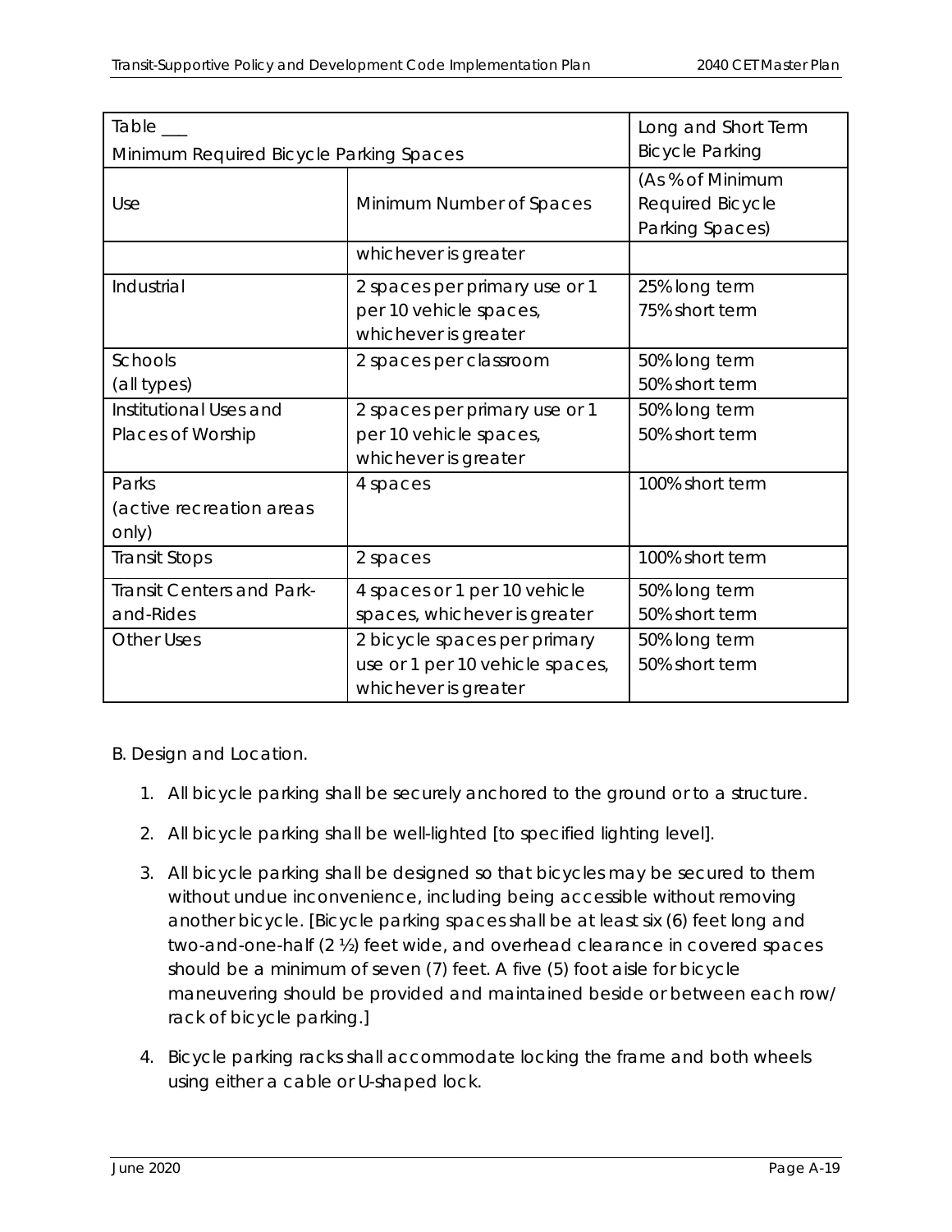| Table ___ Minimum Required Bicycle Parking Spaces | | Long and Short Term Bicycle Parking |
|---|---|---|
| Use | Minimum Number of Spaces | (As % of Minimum Required Bicycle Parking Spaces) |
| | whichever is greater | |
| Industrial | 2 spaces per primary use or 1 per 10 vehicle spaces, whichever is greater | 25% long term 75% short term |
| Schools (all types) | 2 spaces per classroom | 50% long term 50% short term |
| Institutional Uses and Places of Worship | 2 spaces per primary use or 1 per 10 vehicle spaces, whichever is greater | 50% long term 50% short term |
| Parks (active recreation areas only) | 4 spaces | 100% short term |
| Transit Stops | 2 spaces | 100% short term |
| Transit Centers and Park-and-Rides | 4 spaces or 1 per 10 vehicle spaces, whichever is greater | 50% long term 50% short term |
| Other Uses | 2 bicycle spaces per primary use or 1 per 10 vehicle spaces, whichever is greater | 50% long term 50% short term |

B. Design and Location.

1. All bicycle parking shall be securely anchored to the ground or to a structure.
2. All bicycle parking shall be well-lighted [to specified lighting level].
3. All bicycle parking shall be designed so that bicycles may be secured to them without undue inconvenience, including being accessible without removing another bicycle. [Bicycle parking spaces shall be at least six (6) feet long and two-and-one-half (2 ½) feet wide, and overhead clearance in covered spaces should be a minimum of seven (7) feet. A five (5) foot aisle for bicycle maneuvering should be provided and maintained beside or between each row/ rack of bicycle parking.]
4. Bicycle parking racks shall accommodate locking the frame and both wheels using either a cable or U-shaped lock.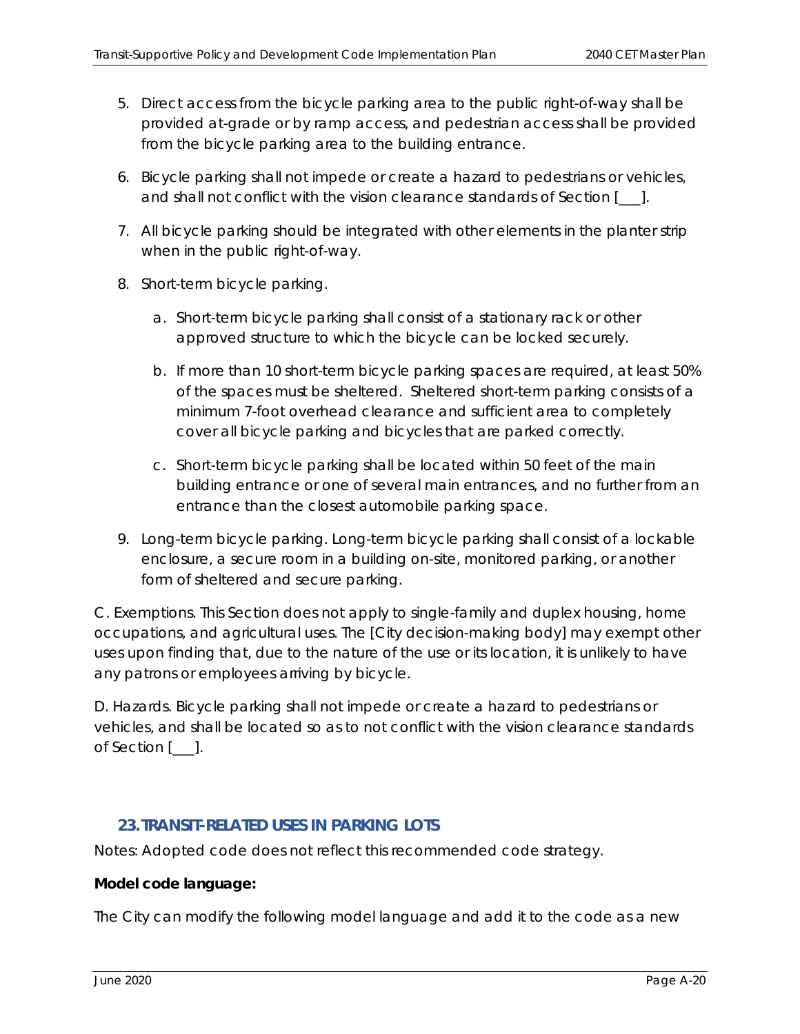5. Direct access from the bicycle parking area to the public right-of-way shall be provided at-grade or by ramp access, and pedestrian access shall be provided from the bicycle parking area to the building entrance.

6. Bicycle parking shall not impede or create a hazard to pedestrians or vehicles, and shall not conflict with the vision clearance standards of Section [___].

7. All bicycle parking should be integrated with other elements in the planter strip when in the public right-of-way.

8. Short-term bicycle parking.

   a. Short-term bicycle parking shall consist of a stationary rack or other approved structure to which the bicycle can be locked securely.

   b. If more than 10 short-term bicycle parking spaces are required, at least 50% of the spaces must be sheltered. Sheltered short-term parking consists of a minimum 7-foot overhead clearance and sufficient area to completely cover all bicycle parking and bicycles that are parked correctly.

   c. Short-term bicycle parking shall be located within 50 feet of the main building entrance or one of several main entrances, and no further from an entrance than the closest automobile parking space.

9. Long-term bicycle parking. Long-term bicycle parking shall consist of a lockable enclosure, a secure room in a building on-site, monitored parking, or another form of sheltered and secure parking.

C. Exemptions. This Section does not apply to single-family and duplex housing, home occupations, and agricultural uses. The [City decision-making body] may exempt other uses upon finding that, due to the nature of the use or its location, it is unlikely to have any patrons or employees arriving by bicycle.

D. Hazards. Bicycle parking shall not impede or create a hazard to pedestrians or vehicles, and shall be located so as to not conflict with the vision clearance standards of Section [___].

## 23. TRANSIT-RELATED USES IN PARKING LOTS

Notes: Adopted code does not reflect this recommended code strategy.

**Model code language:**

The City can modify the following model language and add it to the code as a new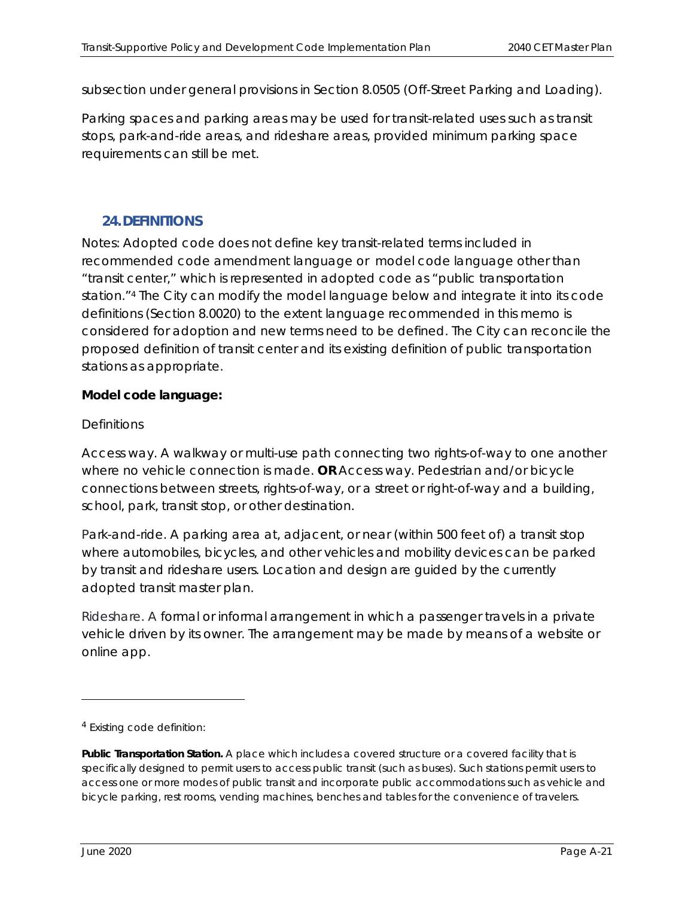subsection under general provisions in Section 8.0505 (Off-Street Parking and Loading).

Parking spaces and parking areas may be used for transit-related uses such as transit stops, park-and-ride areas, and rideshare areas, provided minimum parking space requirements can still be met.

## 24. DEFINITIONS

Notes: Adopted code does not define key transit-related terms included in recommended code amendment language or model code language other than "transit center," which is represented in adopted code as "public transportation station."[4] The City can modify the model language below and integrate it into its code definitions (Section 8.0020) to the extent language recommended in this memo is considered for adoption and new terms need to be defined. The City can reconcile the proposed definition of transit center and its existing definition of public transportation stations as appropriate.

**Model code language:**

Definitions

Access way. A walkway or multi-use path connecting two rights-of-way to one another where no vehicle connection is made. **OR** Access way. Pedestrian and/or bicycle connections between streets, rights-of-way, or a street or right-of-way and a building, school, park, transit stop, or other destination.

Park-and-ride. A parking area at, adjacent, or near (within 500 feet of) a transit stop where automobiles, bicycles, and other vehicles and mobility devices can be parked by transit and rideshare users. Location and design are guided by the currently adopted transit master plan.

Rideshare. A formal or informal arrangement in which a passenger travels in a private vehicle driven by its owner. The arrangement may be made by means of a website or online app.

---

[4] Existing code definition:

**Public Transportation Station.** A place which includes a covered structure or a covered facility that is specifically designed to permit users to access public transit (such as buses). Such stations permit users to access one or more modes of public transit and incorporate public accommodations such as vehicle and bicycle parking, rest rooms, vending machines, benches and tables for the convenience of travelers.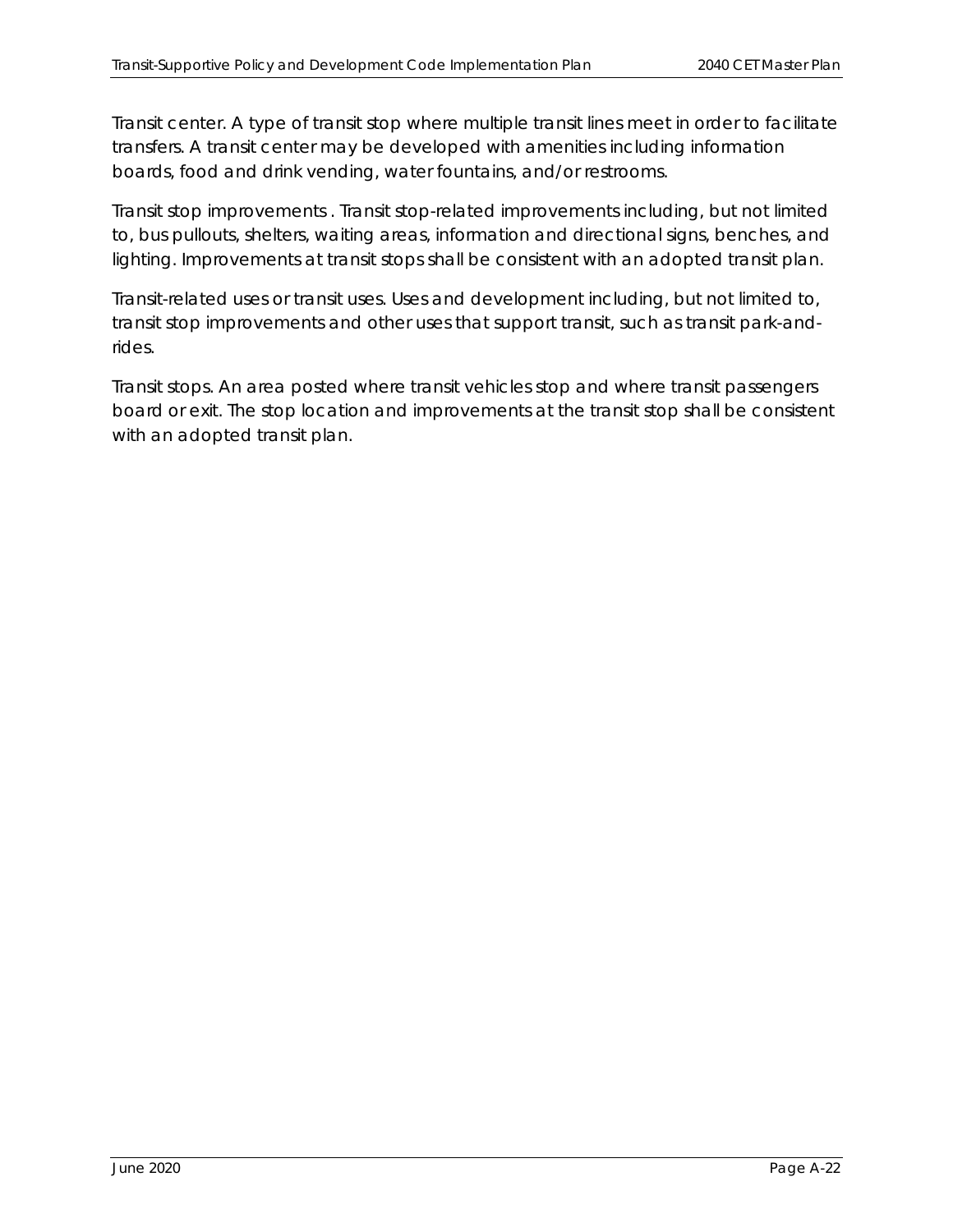Transit center. A type of transit stop where multiple transit lines meet in order to facilitate transfers. A transit center may be developed with amenities including information boards, food and drink vending, water fountains, and/or restrooms.

Transit stop improvements . Transit stop-related improvements including, but not limited to, bus pullouts, shelters, waiting areas, information and directional signs, benches, and lighting. Improvements at transit stops shall be consistent with an adopted transit plan.

Transit-related uses or transit uses. Uses and development including, but not limited to, transit stop improvements and other uses that support transit, such as transit park-and-rides.

Transit stops. An area posted where transit vehicles stop and where transit passengers board or exit. The stop location and improvements at the transit stop shall be consistent with an adopted transit plan.